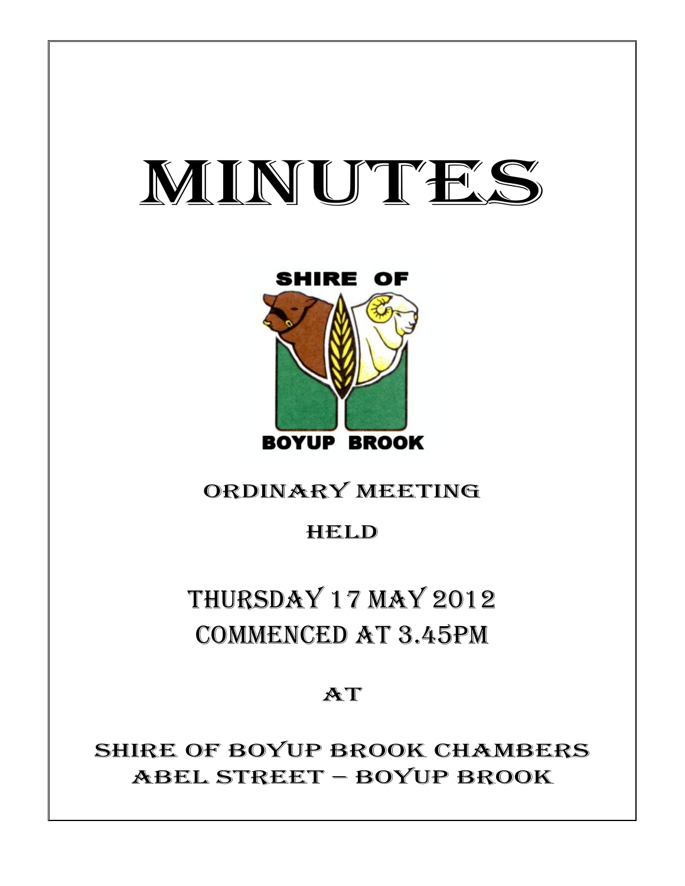# MINUTES

SHIRE OF

BOYUP BROOK

## ORDINARY MEETING

## HELD

## THURSDAY 17 MAY 2012
## COMMENCED AT 3.45PM

## AT

## SHIRE OF BOYUP BROOK CHAMBERS
## ABEL STREET – BOYUP BROOK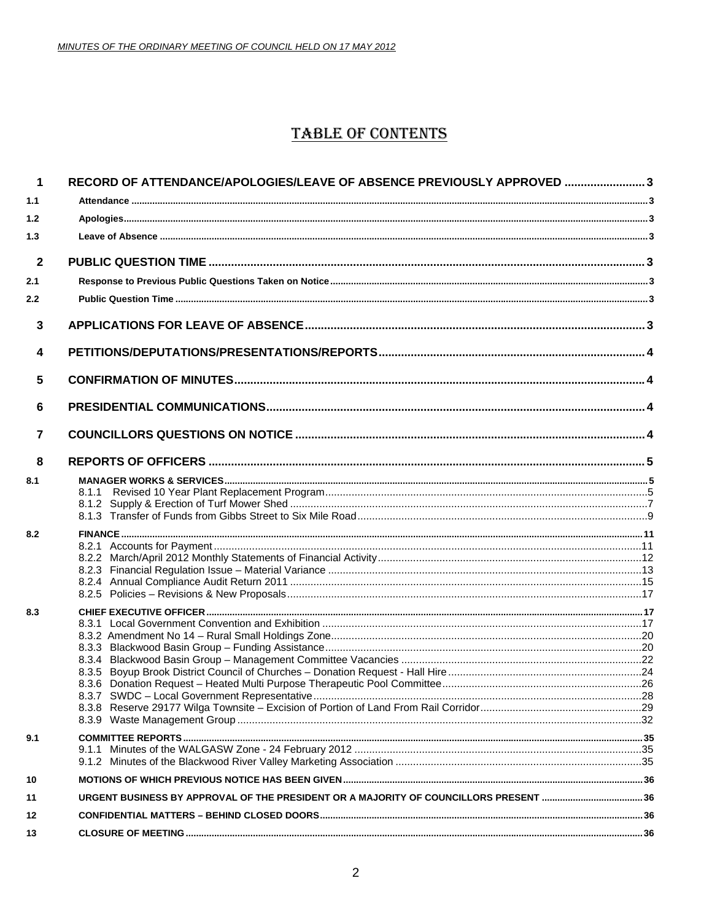# TABLE OF CONTENTS

| | | |
|---|---|---|
| **1** | **RECORD OF ATTENDANCE/APOLOGIES/LEAVE OF ABSENCE PREVIOUSLY APPROVED** | **3** |
| **1.1** | **Attendance** | **3** |
| **1.2** | **Apologies** | **3** |
| **1.3** | **Leave of Absence** | **3** |
| **2** | **PUBLIC QUESTION TIME** | **3** |
| **2.1** | **Response to Previous Public Questions Taken on Notice** | **3** |
| **2.2** | **Public Question Time** | **3** |
| **3** | **APPLICATIONS FOR LEAVE OF ABSENCE** | **3** |
| **4** | **PETITIONS/DEPUTATIONS/PRESENTATIONS/REPORTS** | **4** |
| **5** | **CONFIRMATION OF MINUTES** | **4** |
| **6** | **PRESIDENTIAL COMMUNICATIONS** | **4** |
| **7** | **COUNCILLORS QUESTIONS ON NOTICE** | **4** |
| **8** | **REPORTS OF OFFICERS** | **5** |
| **8.1** | **MANAGER WORKS & SERVICES** | **5** |
| | 8.1.1 Revised 10 Year Plant Replacement Program | 5 |
| | 8.1.2 Supply & Erection of Turf Mower Shed | 7 |
| | 8.1.3 Transfer of Funds from Gibbs Street to Six Mile Road | 9 |
| **8.2** | **FINANCE** | **11** |
| | 8.2.1 Accounts for Payment | 11 |
| | 8.2.2 March/April 2012 Monthly Statements of Financial Activity | 12 |
| | 8.2.3 Financial Regulation Issue – Material Variance | 13 |
| | 8.2.4 Annual Compliance Audit Return 2011 | 15 |
| | 8.2.5 Policies – Revisions & New Proposals | 17 |
| **8.3** | **CHIEF EXECUTIVE OFFICER** | **17** |
| | 8.3.1 Local Government Convention and Exhibition | 17 |
| | 8.3.2 Amendment No 14 – Rural Small Holdings Zone | 20 |
| | 8.3.3 Blackwood Basin Group – Funding Assistance | 20 |
| | 8.3.4 Blackwood Basin Group – Management Committee Vacancies | 22 |
| | 8.3.5 Boyup Brook District Council of Churches – Donation Request - Hall Hire | 24 |
| | 8.3.6 Donation Request – Heated Multi Purpose Therapeutic Pool Committee | 26 |
| | 8.3.7 SWDC – Local Government Representative | 28 |
| | 8.3.8 Reserve 29177 Wilga Townsite – Excision of Portion of Land From Rail Corridor | 29 |
| | 8.3.9 Waste Management Group | 32 |
| **9.1** | **COMMITTEE REPORTS** | **35** |
| | 9.1.1 Minutes of the WALGASW Zone - 24 February 2012 | 35 |
| | 9.1.2 Minutes of the Blackwood River Valley Marketing Association | 35 |
| **10** | **MOTIONS OF WHICH PREVIOUS NOTICE HAS BEEN GIVEN** | **36** |
| **11** | **URGENT BUSINESS BY APPROVAL OF THE PRESIDENT OR A MAJORITY OF COUNCILLORS PRESENT** | **36** |
| **12** | **CONFIDENTIAL MATTERS – BEHIND CLOSED DOORS** | **36** |
| **13** | **CLOSURE OF MEETING** | **36** |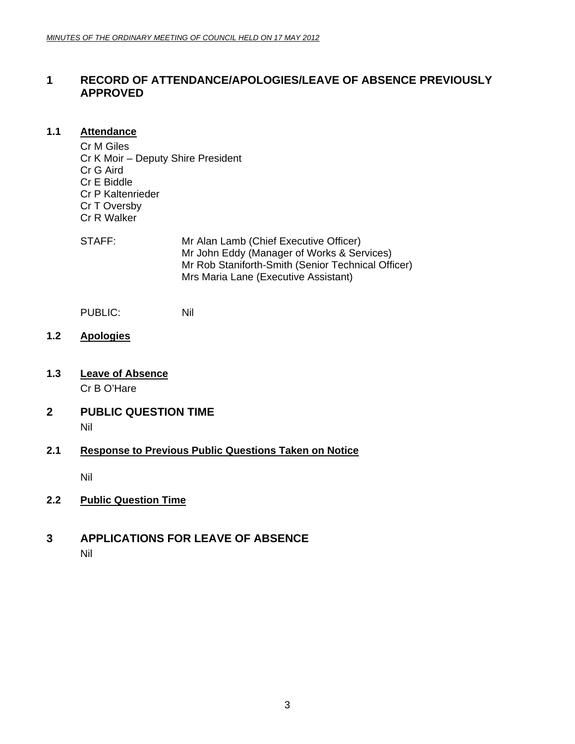# 1 RECORD OF ATTENDANCE/APOLOGIES/LEAVE OF ABSENCE PREVIOUSLY APPROVED

## 1.1 Attendance

Cr M Giles
Cr K Moir – Deputy Shire President
Cr G Aird
Cr E Biddle
Cr P Kaltenrieder
Cr T Oversby
Cr R Walker

STAFF: Mr Alan Lamb (Chief Executive Officer)
Mr John Eddy (Manager of Works & Services)
Mr Rob Staniforth-Smith (Senior Technical Officer)
Mrs Maria Lane (Executive Assistant)

PUBLIC: Nil

## 1.2 Apologies

## 1.3 Leave of Absence

Cr B O'Hare

# 2 PUBLIC QUESTION TIME

Nil

## 2.1 Response to Previous Public Questions Taken on Notice

Nil

## 2.2 Public Question Time

# 3 APPLICATIONS FOR LEAVE OF ABSENCE

Nil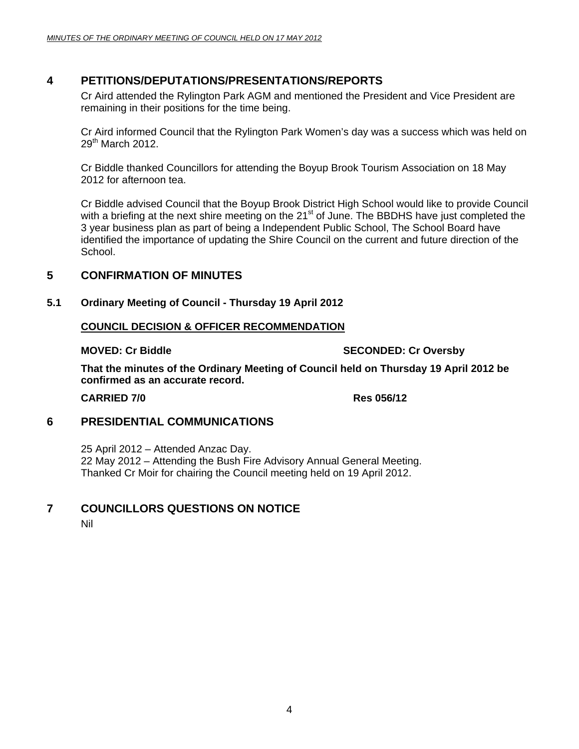## 4 PETITIONS/DEPUTATIONS/PRESENTATIONS/REPORTS

Cr Aird attended the Rylington Park AGM and mentioned the President and Vice President are remaining in their positions for the time being.

Cr Aird informed Council that the Rylington Park Women's day was a success which was held on 29th March 2012.

Cr Biddle thanked Councillors for attending the Boyup Brook Tourism Association on 18 May 2012 for afternoon tea.

Cr Biddle advised Council that the Boyup Brook District High School would like to provide Council with a briefing at the next shire meeting on the 21st of June. The BBDHS have just completed the 3 year business plan as part of being a Independent Public School, The School Board have identified the importance of updating the Shire Council on the current and future direction of the School.

## 5 CONFIRMATION OF MINUTES

### 5.1 Ordinary Meeting of Council - Thursday 19 April 2012

**COUNCIL DECISION & OFFICER RECOMMENDATION**

**MOVED: Cr Biddle** **SECONDED: Cr Oversby**

**That the minutes of the Ordinary Meeting of Council held on Thursday 19 April 2012 be confirmed as an accurate record.**

**CARRIED 7/0** **Res 056/12**

## 6 PRESIDENTIAL COMMUNICATIONS

25 April 2012 – Attended Anzac Day.
22 May 2012 – Attending the Bush Fire Advisory Annual General Meeting.
Thanked Cr Moir for chairing the Council meeting held on 19 April 2012.

## 7 COUNCILLORS QUESTIONS ON NOTICE

Nil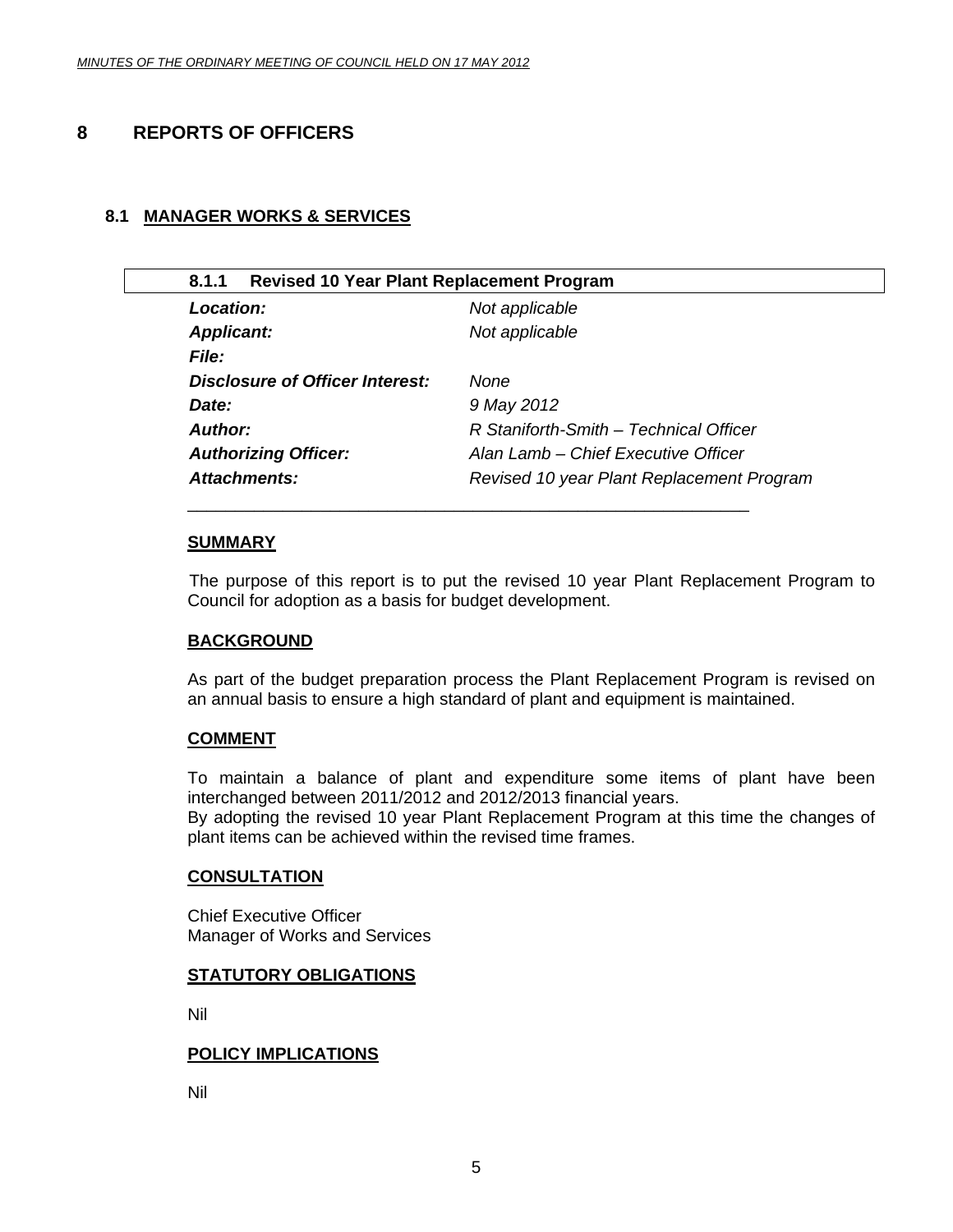# 8 REPORTS OF OFFICERS

## 8.1 MANAGER WORKS & SERVICES

### 8.1.1 Revised 10 Year Plant Replacement Program

| | |
|---|---|
| ***Location:*** | *Not applicable* |
| ***Applicant:*** | *Not applicable* |
| ***File:*** | |
| ***Disclosure of Officer Interest:*** | *None* |
| ***Date:*** | *9 May 2012* |
| ***Author:*** | *R Staniforth-Smith – Technical Officer* |
| ***Authorizing Officer:*** | *Alan Lamb – Chief Executive Officer* |
| ***Attachments:*** | *Revised 10 year Plant Replacement Program* |

**SUMMARY**

The purpose of this report is to put the revised 10 year Plant Replacement Program to Council for adoption as a basis for budget development.

**BACKGROUND**

As part of the budget preparation process the Plant Replacement Program is revised on an annual basis to ensure a high standard of plant and equipment is maintained.

**COMMENT**

To maintain a balance of plant and expenditure some items of plant have been interchanged between 2011/2012 and 2012/2013 financial years.
By adopting the revised 10 year Plant Replacement Program at this time the changes of plant items can be achieved within the revised time frames.

**CONSULTATION**

Chief Executive Officer
Manager of Works and Services

**STATUTORY OBLIGATIONS**

Nil

**POLICY IMPLICATIONS**

Nil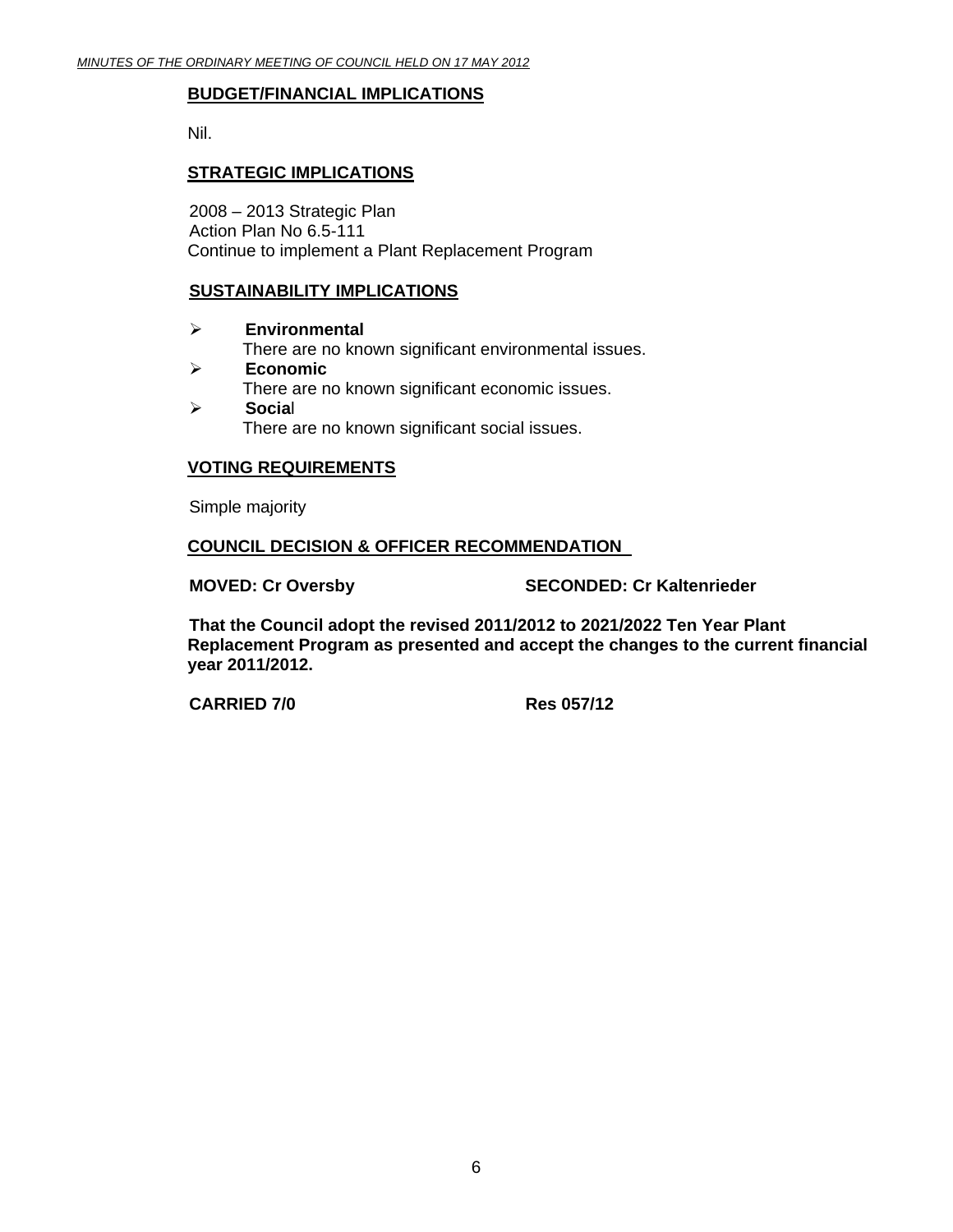## BUDGET/FINANCIAL IMPLICATIONS

Nil.

## STRATEGIC IMPLICATIONS

2008 – 2013 Strategic Plan
Action Plan No 6.5-111
Continue to implement a Plant Replacement Program

## SUSTAINABILITY IMPLICATIONS

- **Environmental**
  There are no known significant environmental issues.
- **Economic**
  There are no known significant economic issues.
- **Social**
  There are no known significant social issues.

## VOTING REQUIREMENTS

Simple majority

## COUNCIL DECISION & OFFICER RECOMMENDATION

**MOVED: Cr Oversby** **SECONDED: Cr Kaltenrieder**

**That the Council adopt the revised 2011/2012 to 2021/2022 Ten Year Plant Replacement Program as presented and accept the changes to the current financial year 2011/2012.**

**CARRIED 7/0** **Res 057/12**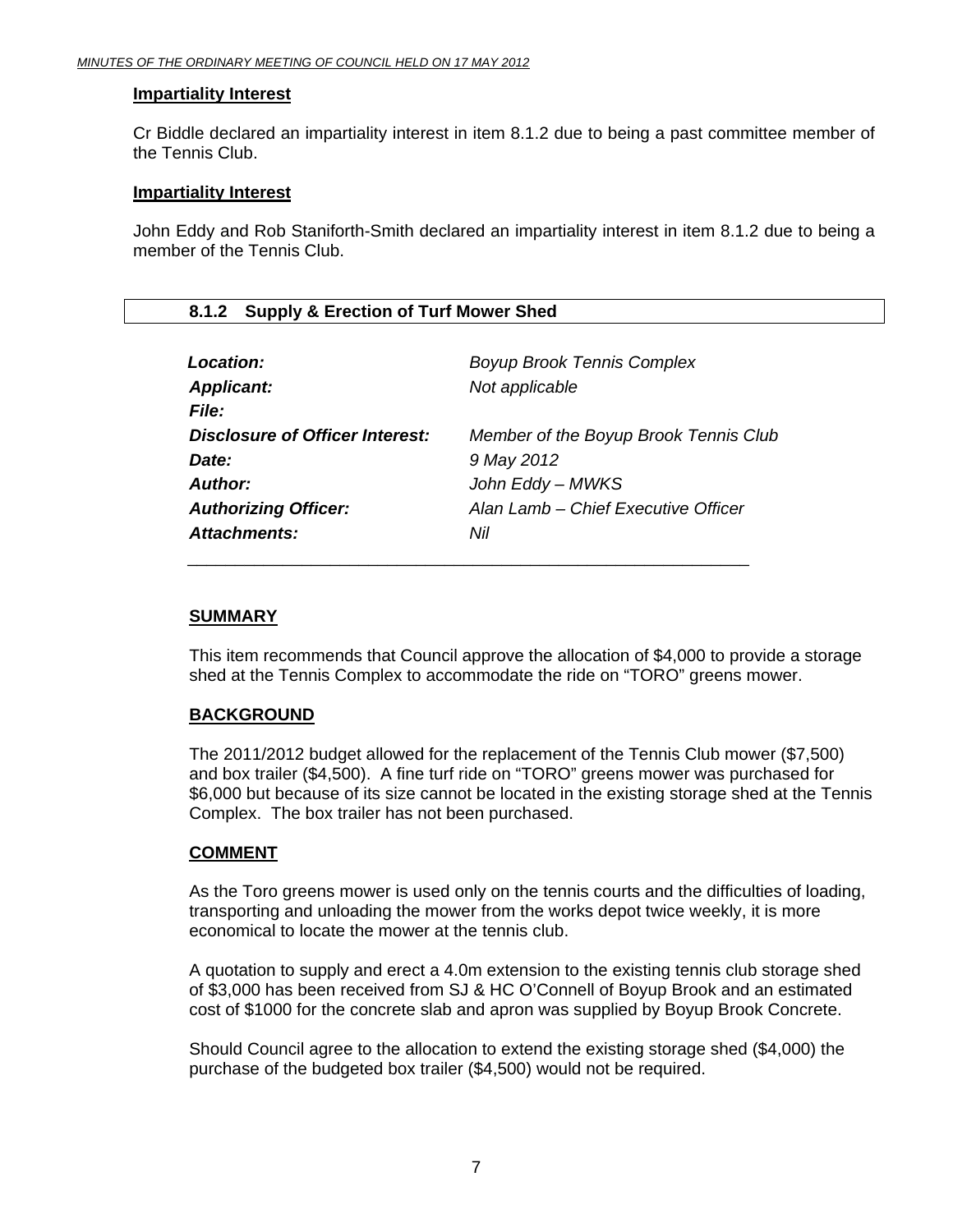**Impartiality Interest**

Cr Biddle declared an impartiality interest in item 8.1.2 due to being a past committee member of the Tennis Club.

**Impartiality Interest**

John Eddy and Rob Staniforth-Smith declared an impartiality interest in item 8.1.2 due to being a member of the Tennis Club.

## 8.1.2 Supply & Erection of Turf Mower Shed

| | |
|---|---|
| ***Location:*** | *Boyup Brook Tennis Complex* |
| ***Applicant:*** | *Not applicable* |
| ***File:*** | |
| ***Disclosure of Officer Interest:*** | *Member of the Boyup Brook Tennis Club* |
| ***Date:*** | *9 May 2012* |
| ***Author:*** | *John Eddy – MWKS* |
| ***Authorizing Officer:*** | *Alan Lamb – Chief Executive Officer* |
| ***Attachments:*** | *Nil* |

**SUMMARY**

This item recommends that Council approve the allocation of $4,000 to provide a storage shed at the Tennis Complex to accommodate the ride on "TORO" greens mower.

**BACKGROUND**

The 2011/2012 budget allowed for the replacement of the Tennis Club mower ($7,500) and box trailer ($4,500). A fine turf ride on "TORO" greens mower was purchased for $6,000 but because of its size cannot be located in the existing storage shed at the Tennis Complex. The box trailer has not been purchased.

**COMMENT**

As the Toro greens mower is used only on the tennis courts and the difficulties of loading, transporting and unloading the mower from the works depot twice weekly, it is more economical to locate the mower at the tennis club.

A quotation to supply and erect a 4.0m extension to the existing tennis club storage shed of $3,000 has been received from SJ & HC O'Connell of Boyup Brook and an estimated cost of $1000 for the concrete slab and apron was supplied by Boyup Brook Concrete.

Should Council agree to the allocation to extend the existing storage shed ($4,000) the purchase of the budgeted box trailer ($4,500) would not be required.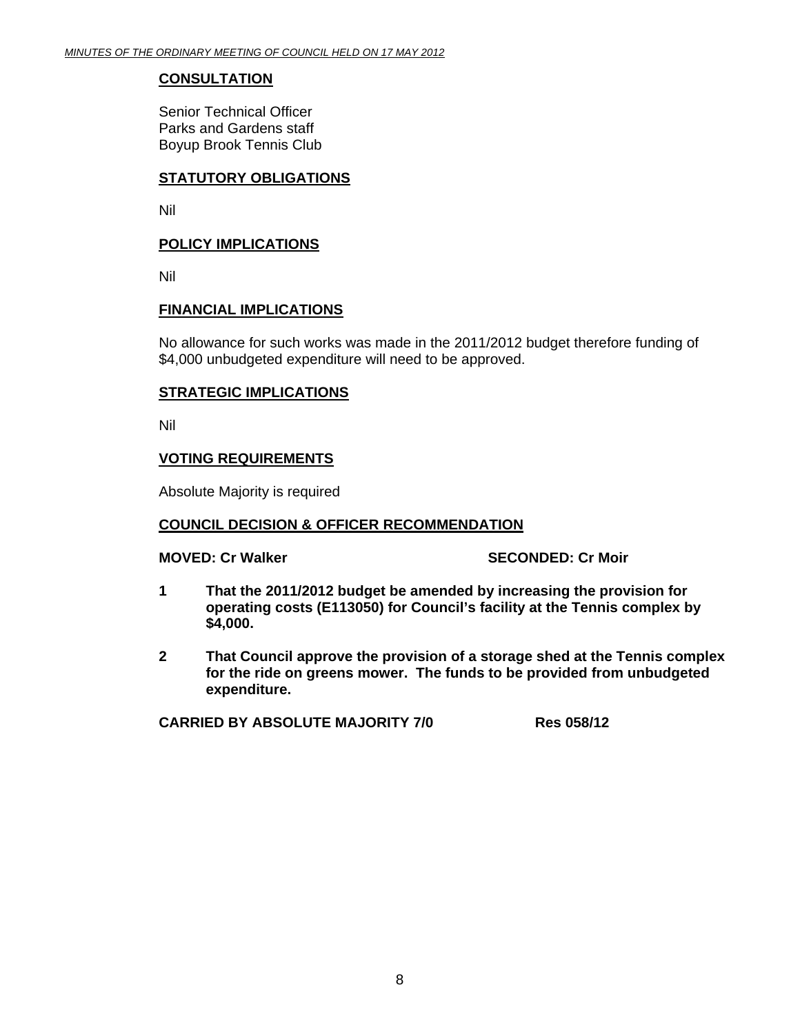## CONSULTATION

Senior Technical Officer
Parks and Gardens staff
Boyup Brook Tennis Club

## STATUTORY OBLIGATIONS

Nil

## POLICY IMPLICATIONS

Nil

## FINANCIAL IMPLICATIONS

No allowance for such works was made in the 2011/2012 budget therefore funding of $4,000 unbudgeted expenditure will need to be approved.

## STRATEGIC IMPLICATIONS

Nil

## VOTING REQUIREMENTS

Absolute Majority is required

## COUNCIL DECISION & OFFICER RECOMMENDATION

**MOVED: Cr Walker** **SECONDED: Cr Moir**

**1 That the 2011/2012 budget be amended by increasing the provision for operating costs (E113050) for Council's facility at the Tennis complex by $4,000.**

**2 That Council approve the provision of a storage shed at the Tennis complex for the ride on greens mower. The funds to be provided from unbudgeted expenditure.**

**CARRIED BY ABSOLUTE MAJORITY 7/0** **Res 058/12**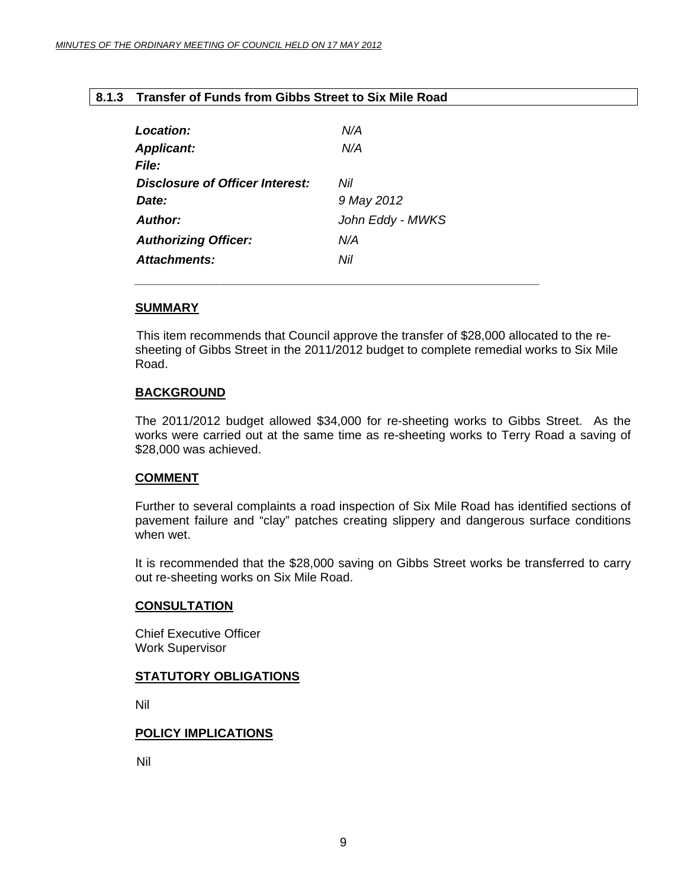## 8.1.3 Transfer of Funds from Gibbs Street to Six Mile Road

| | |
|---|---|
| ***Location:*** | *N/A* |
| ***Applicant:*** | *N/A* |
| ***File:*** | |
| ***Disclosure of Officer Interest:*** | *Nil* |
| ***Date:*** | *9 May 2012* |
| ***Author:*** | *John Eddy - MWKS* |
| ***Authorizing Officer:*** | *N/A* |
| ***Attachments:*** | *Nil* |

### SUMMARY

This item recommends that Council approve the transfer of $28,000 allocated to the re-sheeting of Gibbs Street in the 2011/2012 budget to complete remedial works to Six Mile Road.

### BACKGROUND

The 2011/2012 budget allowed $34,000 for re-sheeting works to Gibbs Street. As the works were carried out at the same time as re-sheeting works to Terry Road a saving of $28,000 was achieved.

### COMMENT

Further to several complaints a road inspection of Six Mile Road has identified sections of pavement failure and "clay" patches creating slippery and dangerous surface conditions when wet.

It is recommended that the $28,000 saving on Gibbs Street works be transferred to carry out re-sheeting works on Six Mile Road.

### CONSULTATION

Chief Executive Officer
Work Supervisor

### STATUTORY OBLIGATIONS

Nil

### POLICY IMPLICATIONS

Nil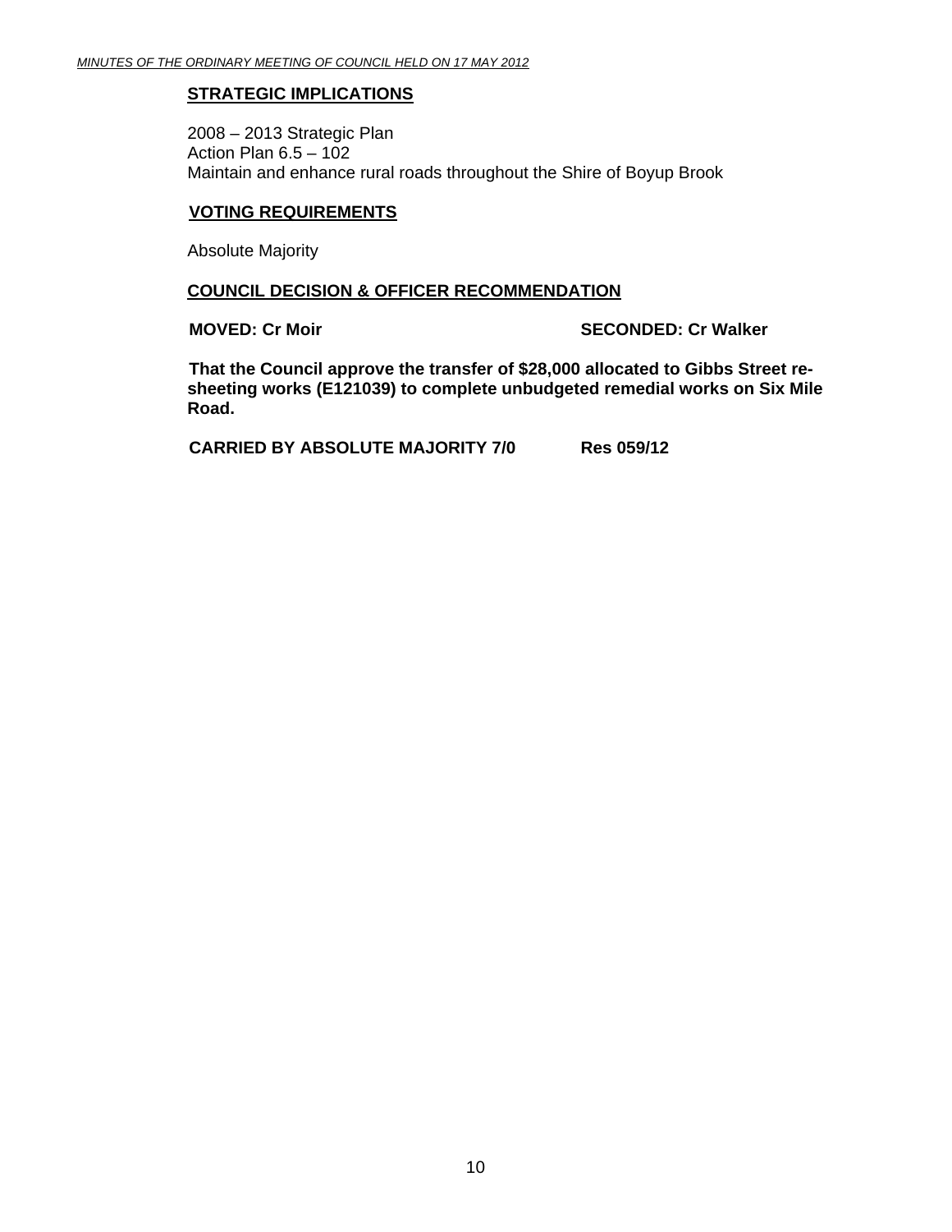**STRATEGIC IMPLICATIONS**

2008 – 2013 Strategic Plan
Action Plan 6.5 – 102
Maintain and enhance rural roads throughout the Shire of Boyup Brook

**VOTING REQUIREMENTS**

Absolute Majority

**COUNCIL DECISION & OFFICER RECOMMENDATION**

**MOVED: Cr Moir** **SECONDED: Cr Walker**

**That the Council approve the transfer of $28,000 allocated to Gibbs Street re-sheeting works (E121039) to complete unbudgeted remedial works on Six Mile Road.**

**CARRIED BY ABSOLUTE MAJORITY 7/0** **Res 059/12**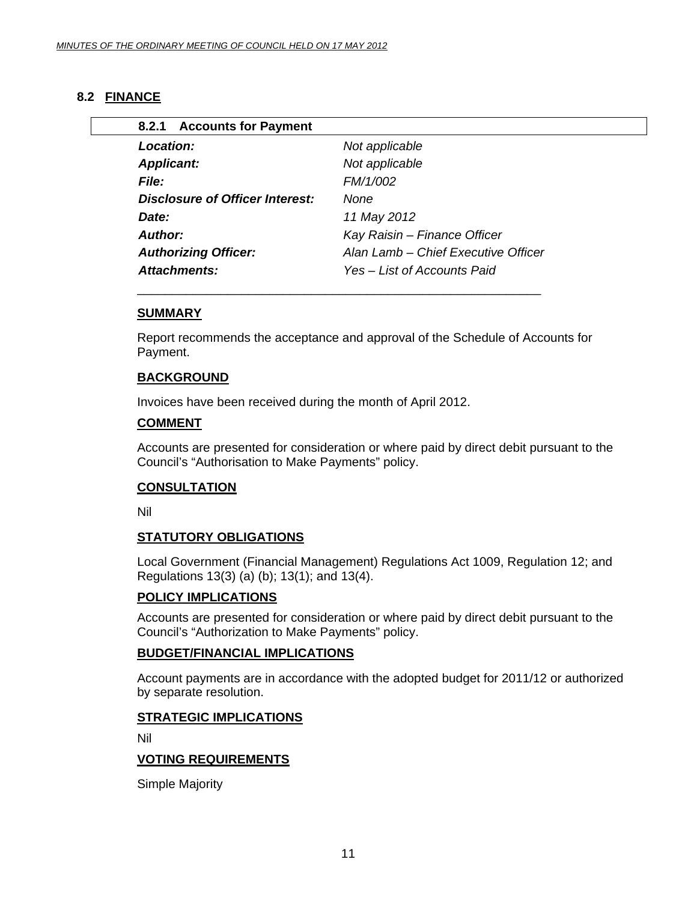## 8.2 FINANCE

### 8.2.1 Accounts for Payment

| | |
|---|---|
| ***Location:*** | *Not applicable* |
| ***Applicant:*** | *Not applicable* |
| ***File:*** | *FM/1/002* |
| ***Disclosure of Officer Interest:*** | *None* |
| ***Date:*** | *11 May 2012* |
| ***Author:*** | *Kay Raisin – Finance Officer* |
| ***Authorizing Officer:*** | *Alan Lamb – Chief Executive Officer* |
| ***Attachments:*** | *Yes – List of Accounts Paid* |

**SUMMARY**

Report recommends the acceptance and approval of the Schedule of Accounts for Payment.

**BACKGROUND**

Invoices have been received during the month of April 2012.

**COMMENT**

Accounts are presented for consideration or where paid by direct debit pursuant to the Council's "Authorisation to Make Payments" policy.

**CONSULTATION**

Nil

**STATUTORY OBLIGATIONS**

Local Government (Financial Management) Regulations Act 1009, Regulation 12; and Regulations 13(3) (a) (b); 13(1); and 13(4).

**POLICY IMPLICATIONS**

Accounts are presented for consideration or where paid by direct debit pursuant to the Council's "Authorization to Make Payments" policy.

**BUDGET/FINANCIAL IMPLICATIONS**

Account payments are in accordance with the adopted budget for 2011/12 or authorized by separate resolution.

**STRATEGIC IMPLICATIONS**

Nil

**VOTING REQUIREMENTS**

Simple Majority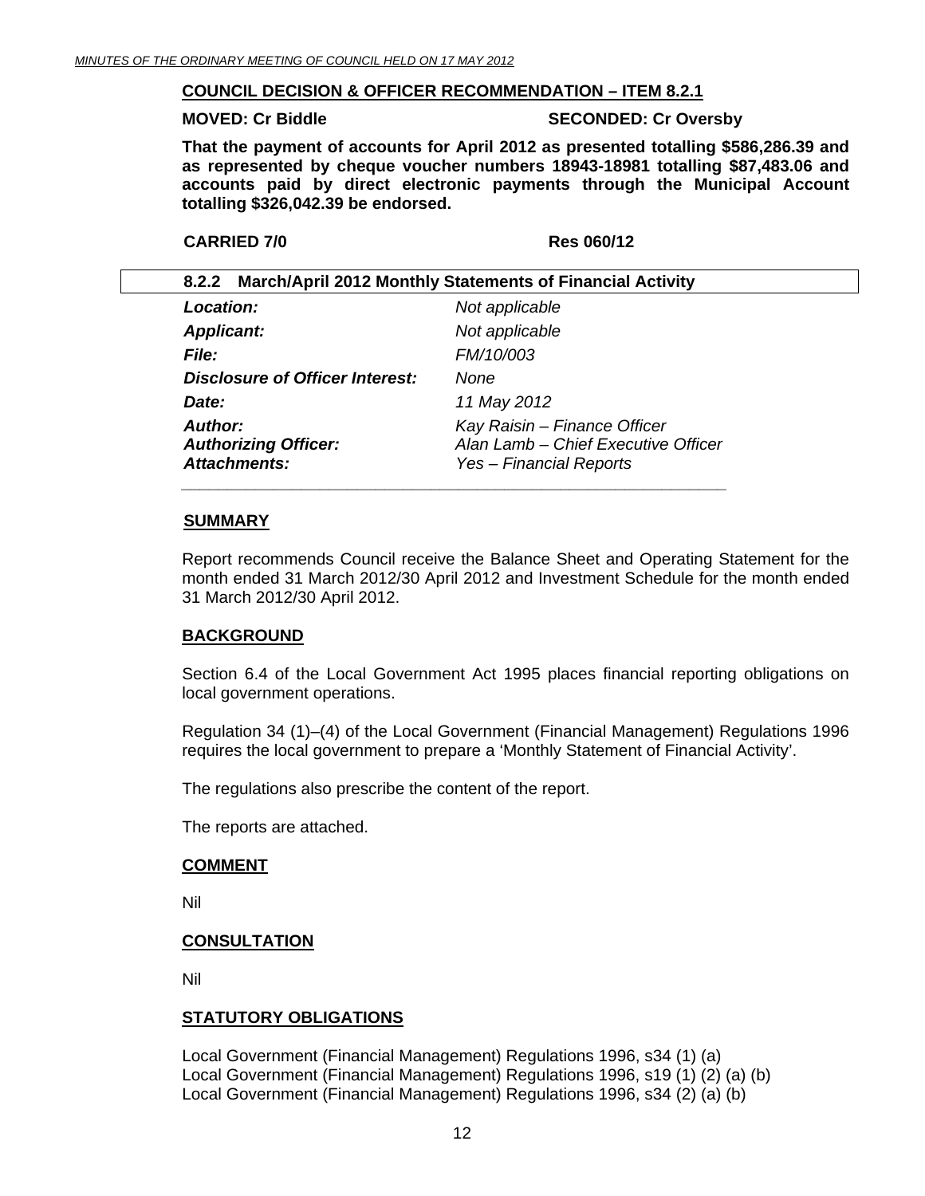**COUNCIL DECISION & OFFICER RECOMMENDATION – ITEM 8.2.1**

**MOVED: Cr Biddle** **SECONDED: Cr Oversby**

**That the payment of accounts for April 2012 as presented totalling $586,286.39 and as represented by cheque voucher numbers 18943-18981 totalling $87,483.06 and accounts paid by direct electronic payments through the Municipal Account totalling $326,042.39 be endorsed.**

**CARRIED 7/0** **Res 060/12**

### 8.2.2 March/April 2012 Monthly Statements of Financial Activity

| | |
|---|---|
| ***Location:*** | *Not applicable* |
| ***Applicant:*** | *Not applicable* |
| ***File:*** | *FM/10/003* |
| ***Disclosure of Officer Interest:*** | *None* |
| ***Date:*** | *11 May 2012* |
| ***Author:*** | *Kay Raisin – Finance Officer* |
| ***Authorizing Officer:*** | *Alan Lamb – Chief Executive Officer* |
| ***Attachments:*** | *Yes – Financial Reports* |

**SUMMARY**

Report recommends Council receive the Balance Sheet and Operating Statement for the month ended 31 March 2012/30 April 2012 and Investment Schedule for the month ended 31 March 2012/30 April 2012.

**BACKGROUND**

Section 6.4 of the Local Government Act 1995 places financial reporting obligations on local government operations.

Regulation 34 (1)–(4) of the Local Government (Financial Management) Regulations 1996 requires the local government to prepare a 'Monthly Statement of Financial Activity'.

The regulations also prescribe the content of the report.

The reports are attached.

**COMMENT**

Nil

**CONSULTATION**

Nil

**STATUTORY OBLIGATIONS**

Local Government (Financial Management) Regulations 1996, s34 (1) (a)
Local Government (Financial Management) Regulations 1996, s19 (1) (2) (a) (b)
Local Government (Financial Management) Regulations 1996, s34 (2) (a) (b)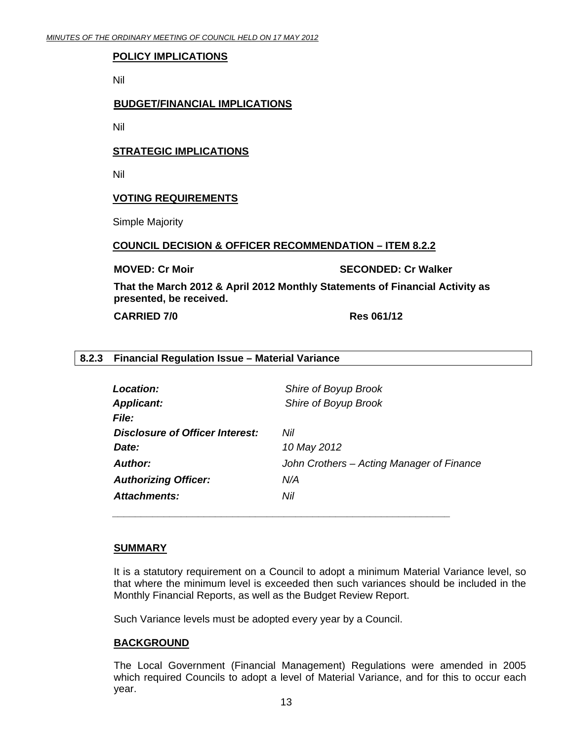**POLICY IMPLICATIONS**

Nil

**BUDGET/FINANCIAL IMPLICATIONS**

Nil

**STRATEGIC IMPLICATIONS**

Nil

**VOTING REQUIREMENTS**

Simple Majority

**COUNCIL DECISION & OFFICER RECOMMENDATION – ITEM 8.2.2**

**MOVED: Cr Moir** **SECONDED: Cr Walker**

**That the March 2012 & April 2012 Monthly Statements of Financial Activity as presented, be received.**

**CARRIED 7/0** **Res 061/12**

## 8.2.3 Financial Regulation Issue – Material Variance

| | |
|---|---|
| ***Location:*** | *Shire of Boyup Brook* |
| ***Applicant:*** | *Shire of Boyup Brook* |
| ***File:*** | |
| ***Disclosure of Officer Interest:*** | *Nil* |
| ***Date:*** | *10 May 2012* |
| ***Author:*** | *John Crothers – Acting Manager of Finance* |
| ***Authorizing Officer:*** | *N/A* |
| ***Attachments:*** | *Nil* |

**SUMMARY**

It is a statutory requirement on a Council to adopt a minimum Material Variance level, so that where the minimum level is exceeded then such variances should be included in the Monthly Financial Reports, as well as the Budget Review Report.

Such Variance levels must be adopted every year by a Council.

**BACKGROUND**

The Local Government (Financial Management) Regulations were amended in 2005 which required Councils to adopt a level of Material Variance, and for this to occur each year.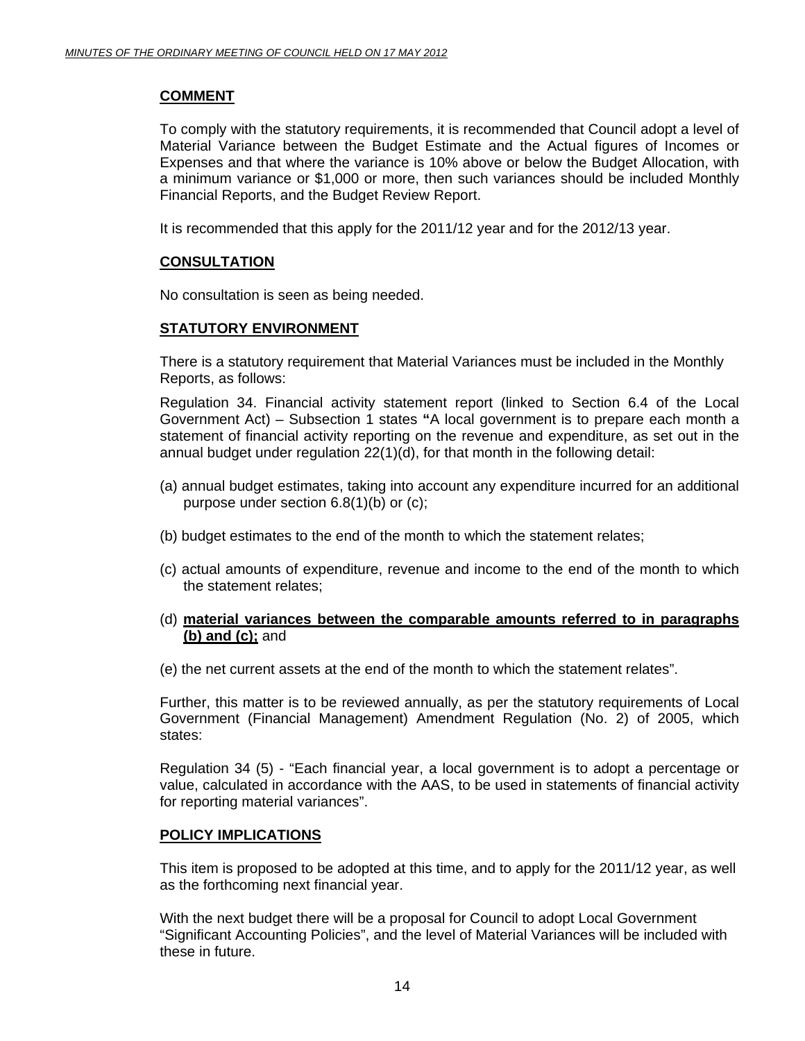## COMMENT

To comply with the statutory requirements, it is recommended that Council adopt a level of Material Variance between the Budget Estimate and the Actual figures of Incomes or Expenses and that where the variance is 10% above or below the Budget Allocation, with a minimum variance or $1,000 or more, then such variances should be included Monthly Financial Reports, and the Budget Review Report.

It is recommended that this apply for the 2011/12 year and for the 2012/13 year.

## CONSULTATION

No consultation is seen as being needed.

## STATUTORY ENVIRONMENT

There is a statutory requirement that Material Variances must be included in the Monthly Reports, as follows:

Regulation 34. Financial activity statement report (linked to Section 6.4 of the Local Government Act) – Subsection 1 states **"**A local government is to prepare each month a statement of financial activity reporting on the revenue and expenditure, as set out in the annual budget under regulation 22(1)(d), for that month in the following detail:

(a) annual budget estimates, taking into account any expenditure incurred for an additional purpose under section 6.8(1)(b) or (c);

(b) budget estimates to the end of the month to which the statement relates;

(c) actual amounts of expenditure, revenue and income to the end of the month to which the statement relates;

(d) **material variances between the comparable amounts referred to in paragraphs (b) and (c);** and

(e) the net current assets at the end of the month to which the statement relates".

Further, this matter is to be reviewed annually, as per the statutory requirements of Local Government (Financial Management) Amendment Regulation (No. 2) of 2005, which states:

Regulation 34 (5) - "Each financial year, a local government is to adopt a percentage or value, calculated in accordance with the AAS, to be used in statements of financial activity for reporting material variances".

## POLICY IMPLICATIONS

This item is proposed to be adopted at this time, and to apply for the 2011/12 year, as well as the forthcoming next financial year.

With the next budget there will be a proposal for Council to adopt Local Government "Significant Accounting Policies", and the level of Material Variances will be included with these in future.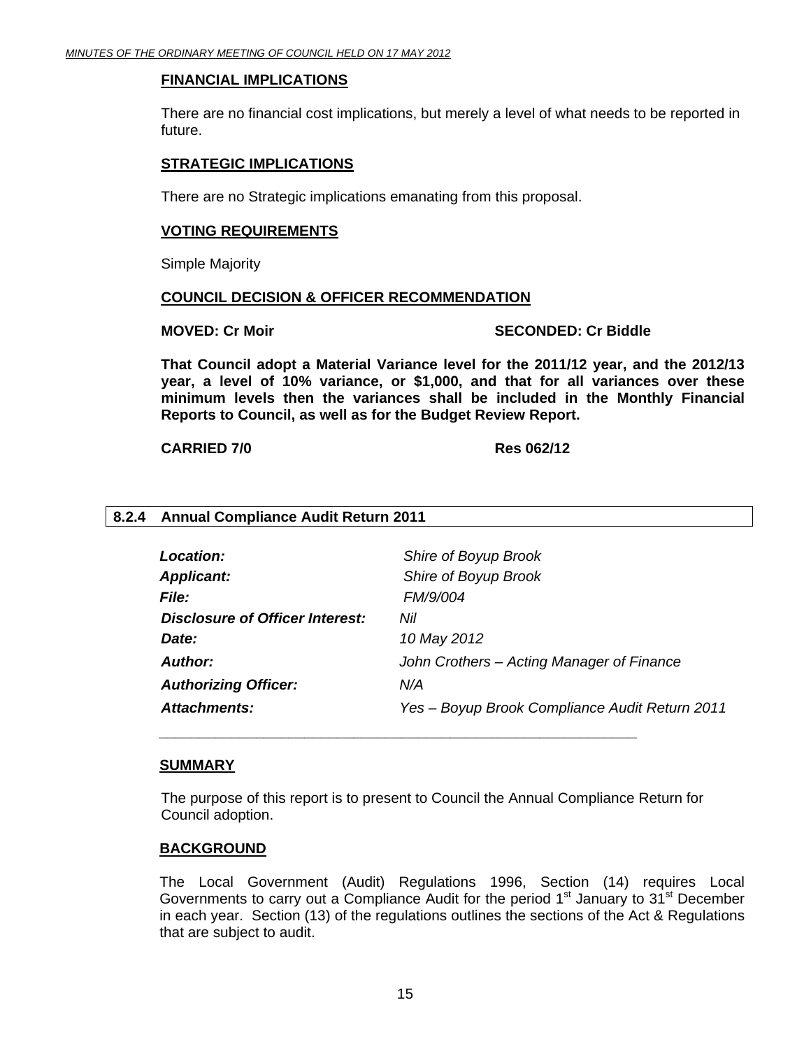**FINANCIAL IMPLICATIONS**

There are no financial cost implications, but merely a level of what needs to be reported in future.

**STRATEGIC IMPLICATIONS**

There are no Strategic implications emanating from this proposal.

**VOTING REQUIREMENTS**

Simple Majority

**COUNCIL DECISION & OFFICER RECOMMENDATION**

**MOVED: Cr Moir** **SECONDED: Cr Biddle**

**That Council adopt a Material Variance level for the 2011/12 year, and the 2012/13 year, a level of 10% variance, or $1,000, and that for all variances over these minimum levels then the variances shall be included in the Monthly Financial Reports to Council, as well as for the Budget Review Report.**

**CARRIED 7/0** **Res 062/12**

## 8.2.4 Annual Compliance Audit Return 2011

| | |
|---|---|
| ***Location:*** | *Shire of Boyup Brook* |
| ***Applicant:*** | *Shire of Boyup Brook* |
| ***File:*** | *FM/9/004* |
| ***Disclosure of Officer Interest:*** | *Nil* |
| ***Date:*** | *10 May 2012* |
| ***Author:*** | *John Crothers – Acting Manager of Finance* |
| ***Authorizing Officer:*** | *N/A* |
| ***Attachments:*** | *Yes – Boyup Brook Compliance Audit Return 2011* |

**SUMMARY**

The purpose of this report is to present to Council the Annual Compliance Return for Council adoption.

**BACKGROUND**

The Local Government (Audit) Regulations 1996, Section (14) requires Local Governments to carry out a Compliance Audit for the period 1st January to 31st December in each year. Section (13) of the regulations outlines the sections of the Act & Regulations that are subject to audit.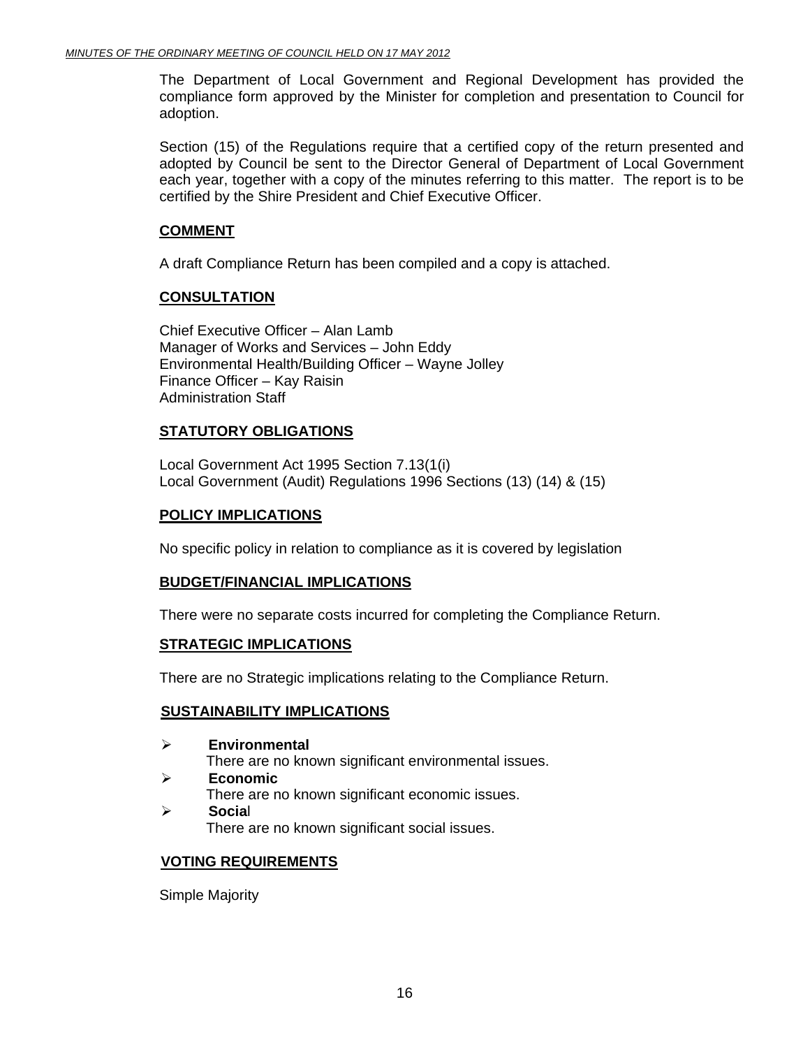The Department of Local Government and Regional Development has provided the compliance form approved by the Minister for completion and presentation to Council for adoption.

Section (15) of the Regulations require that a certified copy of the return presented and adopted by Council be sent to the Director General of Department of Local Government each year, together with a copy of the minutes referring to this matter. The report is to be certified by the Shire President and Chief Executive Officer.

## COMMENT

A draft Compliance Return has been compiled and a copy is attached.

## CONSULTATION

Chief Executive Officer – Alan Lamb
Manager of Works and Services – John Eddy
Environmental Health/Building Officer – Wayne Jolley
Finance Officer – Kay Raisin
Administration Staff

## STATUTORY OBLIGATIONS

Local Government Act 1995 Section 7.13(1(i)
Local Government (Audit) Regulations 1996 Sections (13) (14) & (15)

## POLICY IMPLICATIONS

No specific policy in relation to compliance as it is covered by legislation

## BUDGET/FINANCIAL IMPLICATIONS

There were no separate costs incurred for completing the Compliance Return.

## STRATEGIC IMPLICATIONS

There are no Strategic implications relating to the Compliance Return.

## SUSTAINABILITY IMPLICATIONS

- **Environmental**
  There are no known significant environmental issues.
- **Economic**
  There are no known significant economic issues.
- **Social**
  There are no known significant social issues.

## VOTING REQUIREMENTS

Simple Majority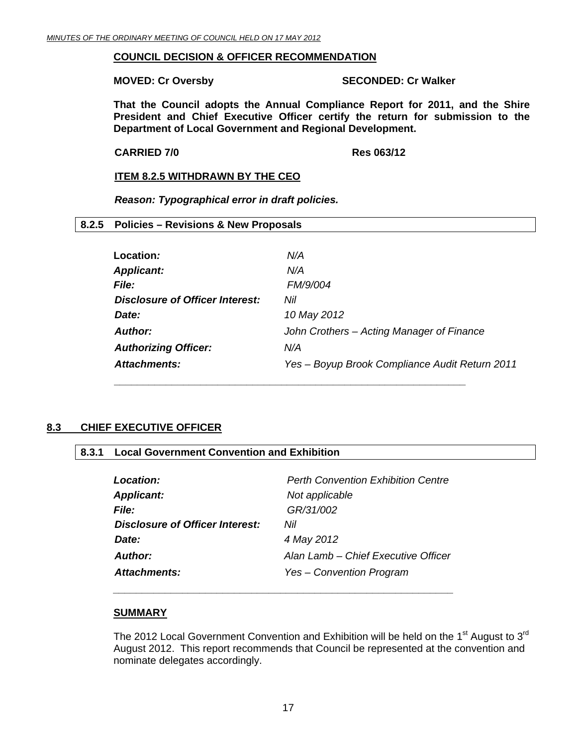**COUNCIL DECISION & OFFICER RECOMMENDATION**

**MOVED: Cr Oversby SECONDED: Cr Walker**

**That the Council adopts the Annual Compliance Report for 2011, and the Shire President and Chief Executive Officer certify the return for submission to the Department of Local Government and Regional Development.**

**CARRIED 7/0 Res 063/12**

**ITEM 8.2.5 WITHDRAWN BY THE CEO**

***Reason: Typographical error in draft policies.***

### 8.2.5 Policies – Revisions & New Proposals

| | |
|---|---|
| **Location:** | *N/A* |
| ***Applicant:*** | *N/A* |
| ***File:*** | *FM/9/004* |
| ***Disclosure of Officer Interest:*** | *Nil* |
| ***Date:*** | *10 May 2012* |
| ***Author:*** | *John Crothers – Acting Manager of Finance* |
| ***Authorizing Officer:*** | *N/A* |
| ***Attachments:*** | *Yes – Boyup Brook Compliance Audit Return 2011* |

## 8.3 CHIEF EXECUTIVE OFFICER

### 8.3.1 Local Government Convention and Exhibition

| | |
|---|---|
| ***Location:*** | *Perth Convention Exhibition Centre* |
| ***Applicant:*** | *Not applicable* |
| ***File:*** | *GR/31/002* |
| ***Disclosure of Officer Interest:*** | *Nil* |
| ***Date:*** | *4 May 2012* |
| ***Author:*** | *Alan Lamb – Chief Executive Officer* |
| ***Attachments:*** | *Yes – Convention Program* |

**SUMMARY**

The 2012 Local Government Convention and Exhibition will be held on the 1st August to 3rd August 2012. This report recommends that Council be represented at the convention and nominate delegates accordingly.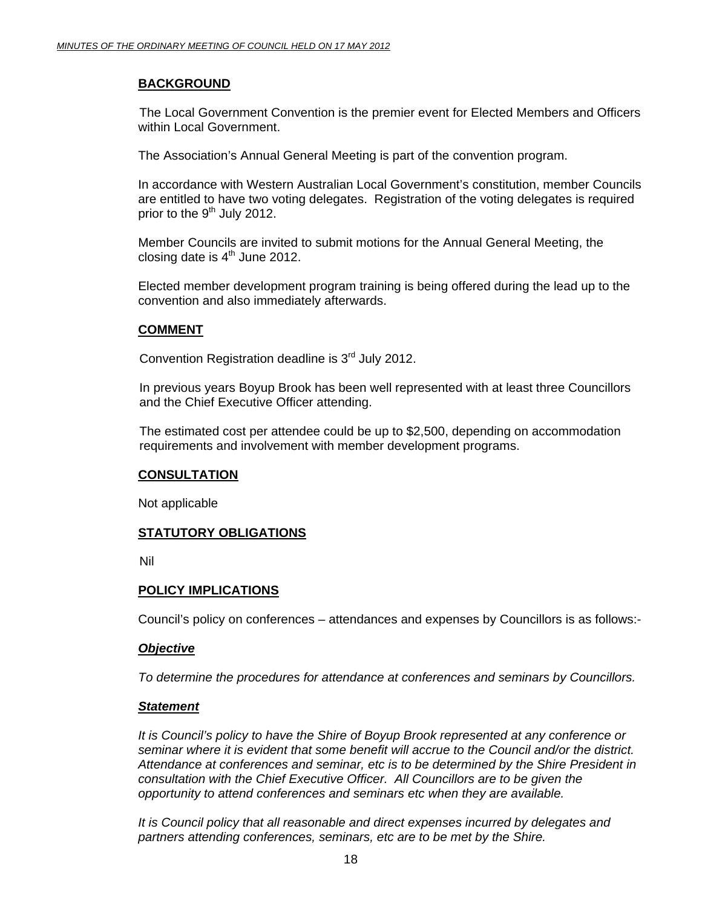**BACKGROUND**

The Local Government Convention is the premier event for Elected Members and Officers within Local Government.

The Association's Annual General Meeting is part of the convention program.

In accordance with Western Australian Local Government's constitution, member Councils are entitled to have two voting delegates. Registration of the voting delegates is required prior to the 9th July 2012.

Member Councils are invited to submit motions for the Annual General Meeting, the closing date is 4th June 2012.

Elected member development program training is being offered during the lead up to the convention and also immediately afterwards.

**COMMENT**

Convention Registration deadline is 3rd July 2012.

In previous years Boyup Brook has been well represented with at least three Councillors and the Chief Executive Officer attending.

The estimated cost per attendee could be up to $2,500, depending on accommodation requirements and involvement with member development programs.

**CONSULTATION**

Not applicable

**STATUTORY OBLIGATIONS**

Nil

**POLICY IMPLICATIONS**

Council's policy on conferences – attendances and expenses by Councillors is as follows:-

***Objective***

*To determine the procedures for attendance at conferences and seminars by Councillors.*

***Statement***

*It is Council's policy to have the Shire of Boyup Brook represented at any conference or seminar where it is evident that some benefit will accrue to the Council and/or the district. Attendance at conferences and seminar, etc is to be determined by the Shire President in consultation with the Chief Executive Officer. All Councillors are to be given the opportunity to attend conferences and seminars etc when they are available.*

*It is Council policy that all reasonable and direct expenses incurred by delegates and partners attending conferences, seminars, etc are to be met by the Shire.*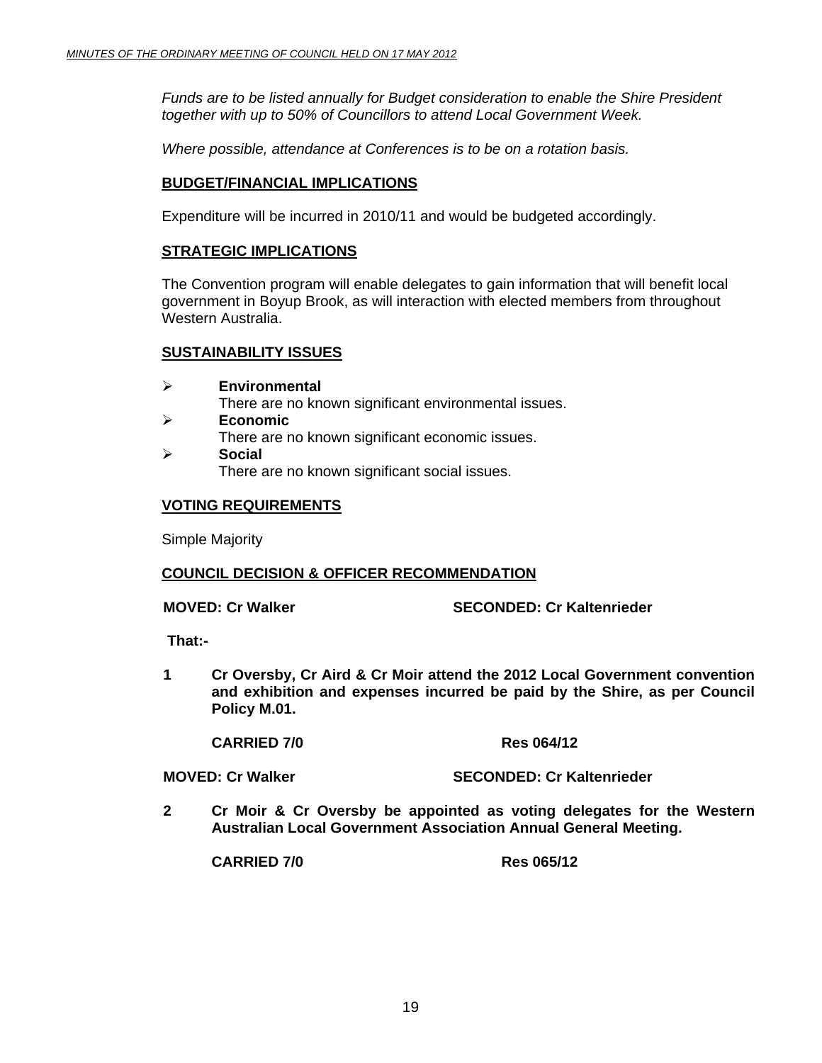*Funds are to be listed annually for Budget consideration to enable the Shire President together with up to 50% of Councillors to attend Local Government Week.*

*Where possible, attendance at Conferences is to be on a rotation basis.*

## BUDGET/FINANCIAL IMPLICATIONS

Expenditure will be incurred in 2010/11 and would be budgeted accordingly.

## STRATEGIC IMPLICATIONS

The Convention program will enable delegates to gain information that will benefit local government in Boyup Brook, as will interaction with elected members from throughout Western Australia.

## SUSTAINABILITY ISSUES

- **Environmental**
  There are no known significant environmental issues.
- **Economic**
  There are no known significant economic issues.
- **Social**
  There are no known significant social issues.

## VOTING REQUIREMENTS

Simple Majority

## COUNCIL DECISION & OFFICER RECOMMENDATION

**MOVED: Cr Walker SECONDED: Cr Kaltenrieder**

**That:-**

**1 Cr Oversby, Cr Aird & Cr Moir attend the 2012 Local Government convention and exhibition and expenses incurred be paid by the Shire, as per Council Policy M.01.**

**CARRIED 7/0 Res 064/12**

**MOVED: Cr Walker SECONDED: Cr Kaltenrieder**

**2 Cr Moir & Cr Oversby be appointed as voting delegates for the Western Australian Local Government Association Annual General Meeting.**

**CARRIED 7/0 Res 065/12**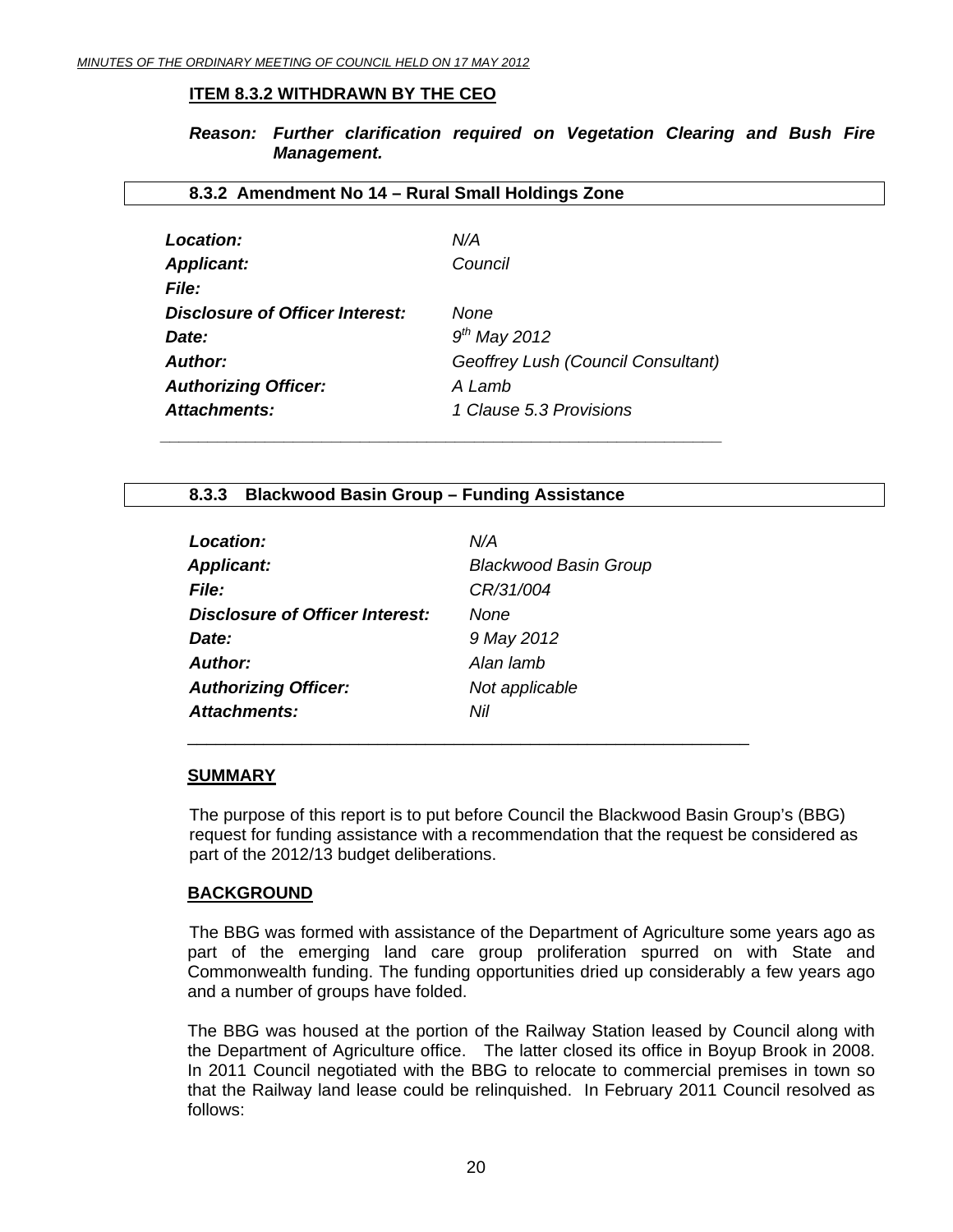**ITEM 8.3.2 WITHDRAWN BY THE CEO**

***Reason: Further clarification required on Vegetation Clearing and Bush Fire Management.***

**8.3.2 Amendment No 14 – Rural Small Holdings Zone**

| | |
|---|---|
| ***Location:*** | *N/A* |
| ***Applicant:*** | *Council* |
| ***File:*** | |
| ***Disclosure of Officer Interest:*** | *None* |
| ***Date:*** | *9th May 2012* |
| ***Author:*** | *Geoffrey Lush (Council Consultant)* |
| ***Authorizing Officer:*** | *A Lamb* |
| ***Attachments:*** | *1 Clause 5.3 Provisions* |

**8.3.3 Blackwood Basin Group – Funding Assistance**

| | |
|---|---|
| ***Location:*** | *N/A* |
| ***Applicant:*** | *Blackwood Basin Group* |
| ***File:*** | *CR/31/004* |
| ***Disclosure of Officer Interest:*** | *None* |
| ***Date:*** | *9 May 2012* |
| ***Author:*** | *Alan lamb* |
| ***Authorizing Officer:*** | *Not applicable* |
| ***Attachments:*** | *Nil* |

## SUMMARY

The purpose of this report is to put before Council the Blackwood Basin Group's (BBG) request for funding assistance with a recommendation that the request be considered as part of the 2012/13 budget deliberations.

## BACKGROUND

The BBG was formed with assistance of the Department of Agriculture some years ago as part of the emerging land care group proliferation spurred on with State and Commonwealth funding. The funding opportunities dried up considerably a few years ago and a number of groups have folded.

The BBG was housed at the portion of the Railway Station leased by Council along with the Department of Agriculture office. The latter closed its office in Boyup Brook in 2008. In 2011 Council negotiated with the BBG to relocate to commercial premises in town so that the Railway land lease could be relinquished. In February 2011 Council resolved as follows: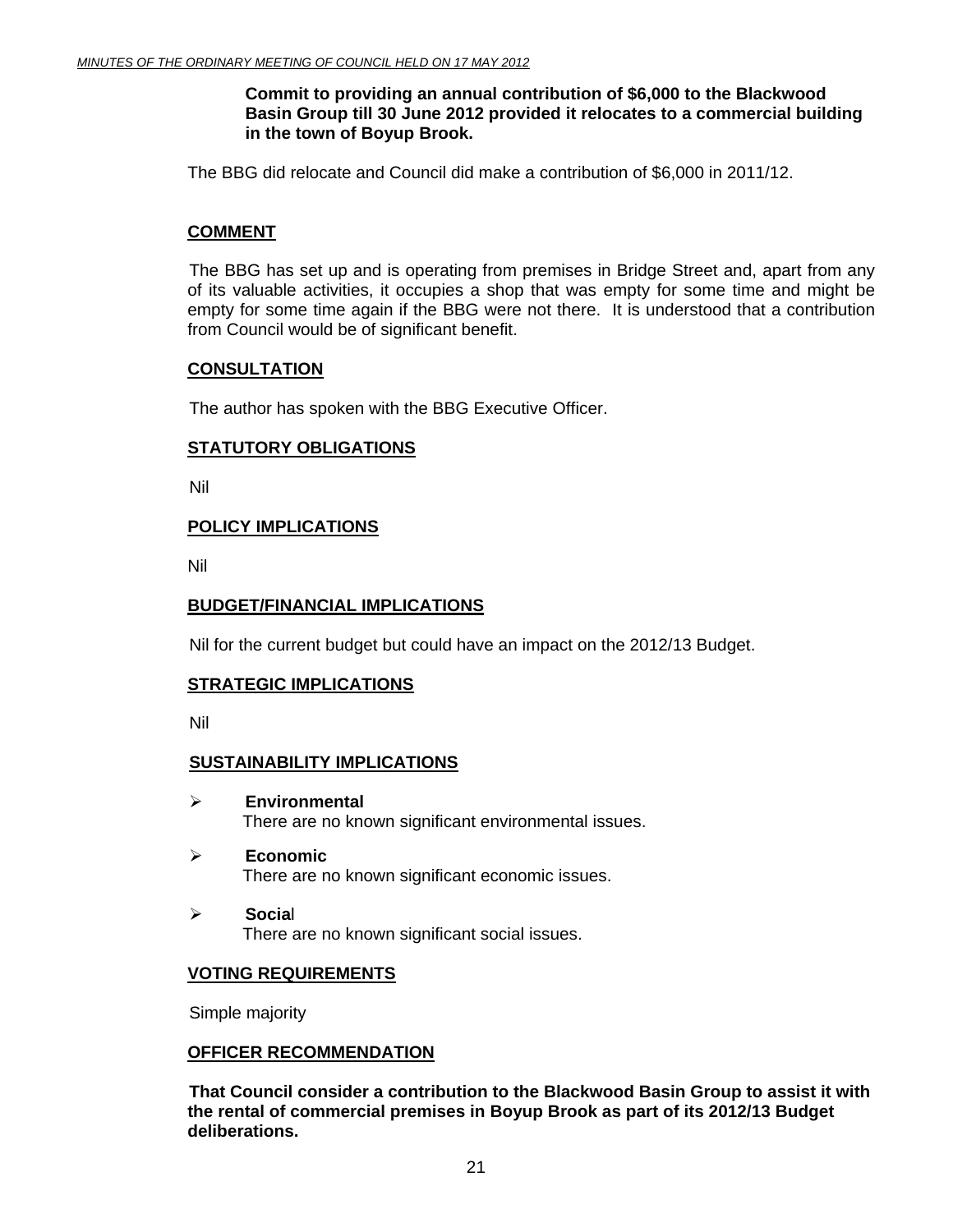**Commit to providing an annual contribution of $6,000 to the Blackwood Basin Group till 30 June 2012 provided it relocates to a commercial building in the town of Boyup Brook.**

The BBG did relocate and Council did make a contribution of $6,000 in 2011/12.

## COMMENT

The BBG has set up and is operating from premises in Bridge Street and, apart from any of its valuable activities, it occupies a shop that was empty for some time and might be empty for some time again if the BBG were not there. It is understood that a contribution from Council would be of significant benefit.

## CONSULTATION

The author has spoken with the BBG Executive Officer.

## STATUTORY OBLIGATIONS

Nil

## POLICY IMPLICATIONS

Nil

## BUDGET/FINANCIAL IMPLICATIONS

Nil for the current budget but could have an impact on the 2012/13 Budget.

## STRATEGIC IMPLICATIONS

Nil

## SUSTAINABILITY IMPLICATIONS

- **Environmental**
  There are no known significant environmental issues.
- **Economic**
  There are no known significant economic issues.
- **Social**
  There are no known significant social issues.

## VOTING REQUIREMENTS

Simple majority

## OFFICER RECOMMENDATION

**That Council consider a contribution to the Blackwood Basin Group to assist it with the rental of commercial premises in Boyup Brook as part of its 2012/13 Budget deliberations.**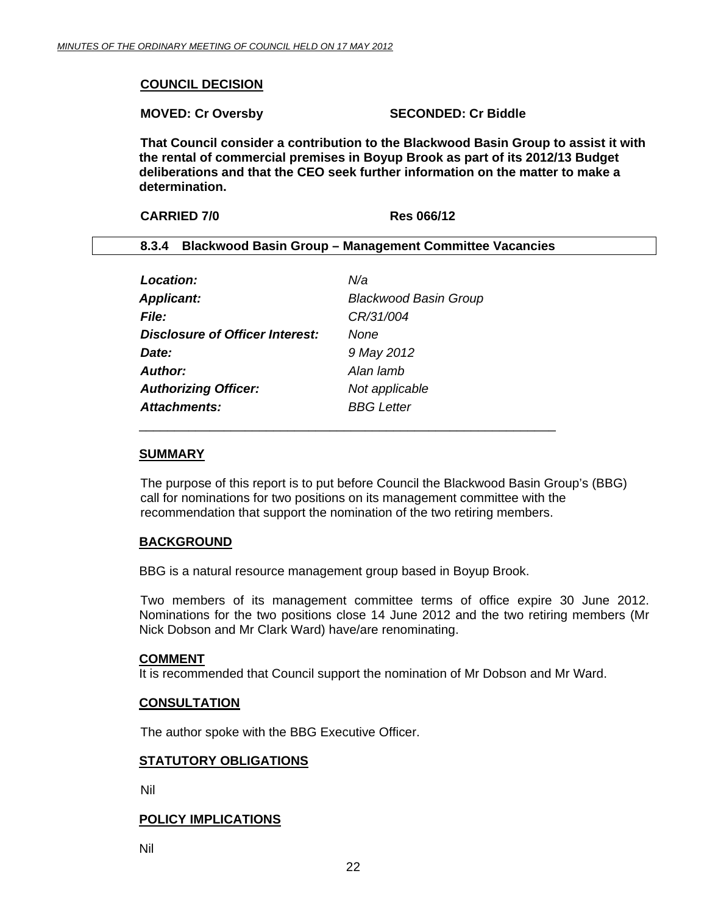**COUNCIL DECISION**

**MOVED: Cr Oversby SECONDED: Cr Biddle**

**That Council consider a contribution to the Blackwood Basin Group to assist it with the rental of commercial premises in Boyup Brook as part of its 2012/13 Budget deliberations and that the CEO seek further information on the matter to make a determination.**

**CARRIED 7/0 Res 066/12**

## 8.3.4 Blackwood Basin Group – Management Committee Vacancies

| | |
|---|---|
| ***Location:*** | *N/a* |
| ***Applicant:*** | *Blackwood Basin Group* |
| ***File:*** | *CR/31/004* |
| ***Disclosure of Officer Interest:*** | *None* |
| ***Date:*** | *9 May 2012* |
| ***Author:*** | *Alan lamb* |
| ***Authorizing Officer:*** | *Not applicable* |
| ***Attachments:*** | *BBG Letter* |

### SUMMARY

The purpose of this report is to put before Council the Blackwood Basin Group's (BBG) call for nominations for two positions on its management committee with the recommendation that support the nomination of the two retiring members.

### BACKGROUND

BBG is a natural resource management group based in Boyup Brook.

Two members of its management committee terms of office expire 30 June 2012. Nominations for the two positions close 14 June 2012 and the two retiring members (Mr Nick Dobson and Mr Clark Ward) have/are renominating.

### COMMENT

It is recommended that Council support the nomination of Mr Dobson and Mr Ward.

### CONSULTATION

The author spoke with the BBG Executive Officer.

### STATUTORY OBLIGATIONS

Nil

### POLICY IMPLICATIONS

Nil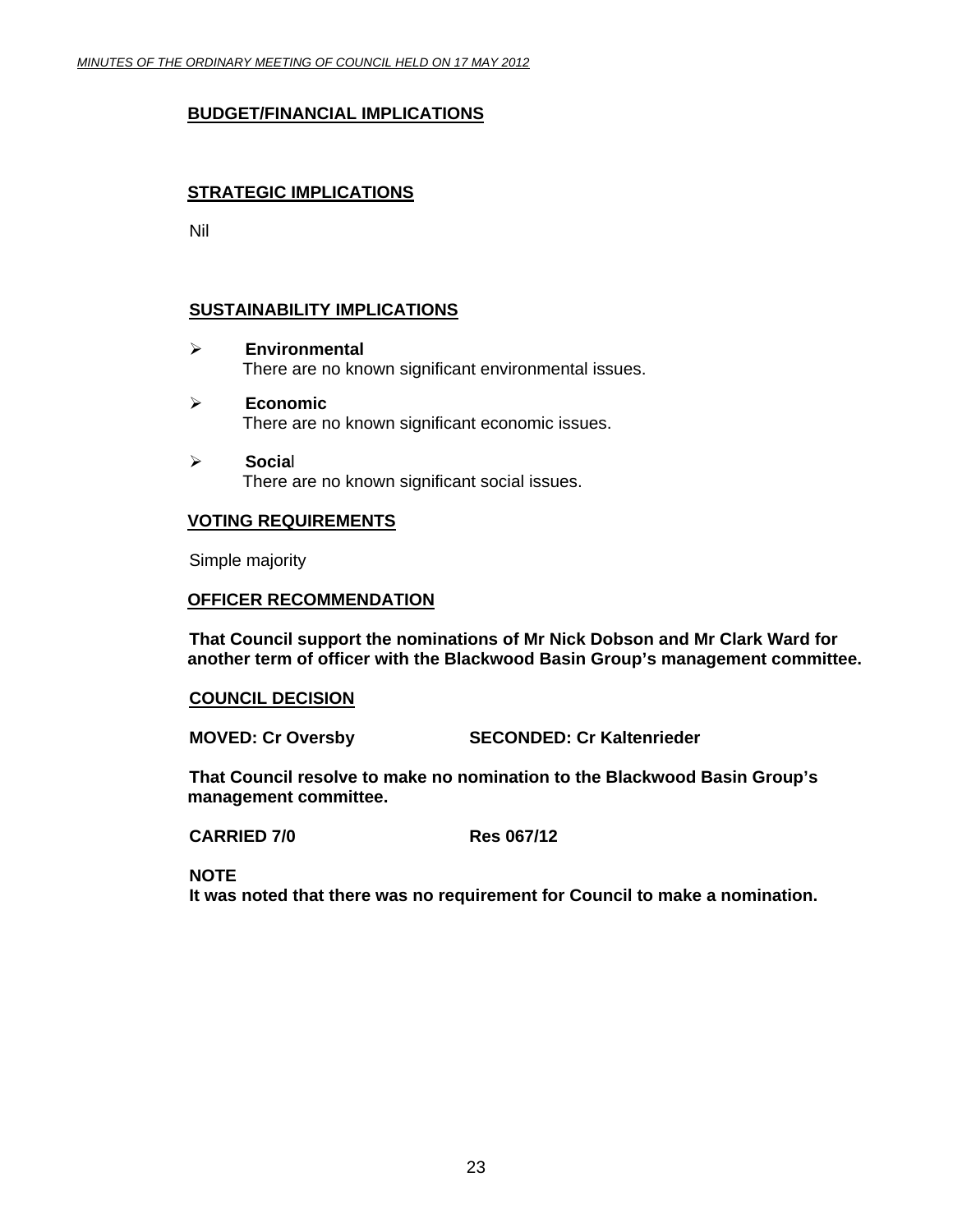**BUDGET/FINANCIAL IMPLICATIONS**

**STRATEGIC IMPLICATIONS**

Nil

**SUSTAINABILITY IMPLICATIONS**

- **Environmental**
  There are no known significant environmental issues.
- **Economic**
  There are no known significant economic issues.
- **Social**
  There are no known significant social issues.

**VOTING REQUIREMENTS**

Simple majority

**OFFICER RECOMMENDATION**

**That Council support the nominations of Mr Nick Dobson and Mr Clark Ward for another term of officer with the Blackwood Basin Group's management committee.**

**COUNCIL DECISION**

**MOVED: Cr Oversby SECONDED: Cr Kaltenrieder**

**That Council resolve to make no nomination to the Blackwood Basin Group's management committee.**

**CARRIED 7/0 Res 067/12**

**NOTE**
**It was noted that there was no requirement for Council to make a nomination.**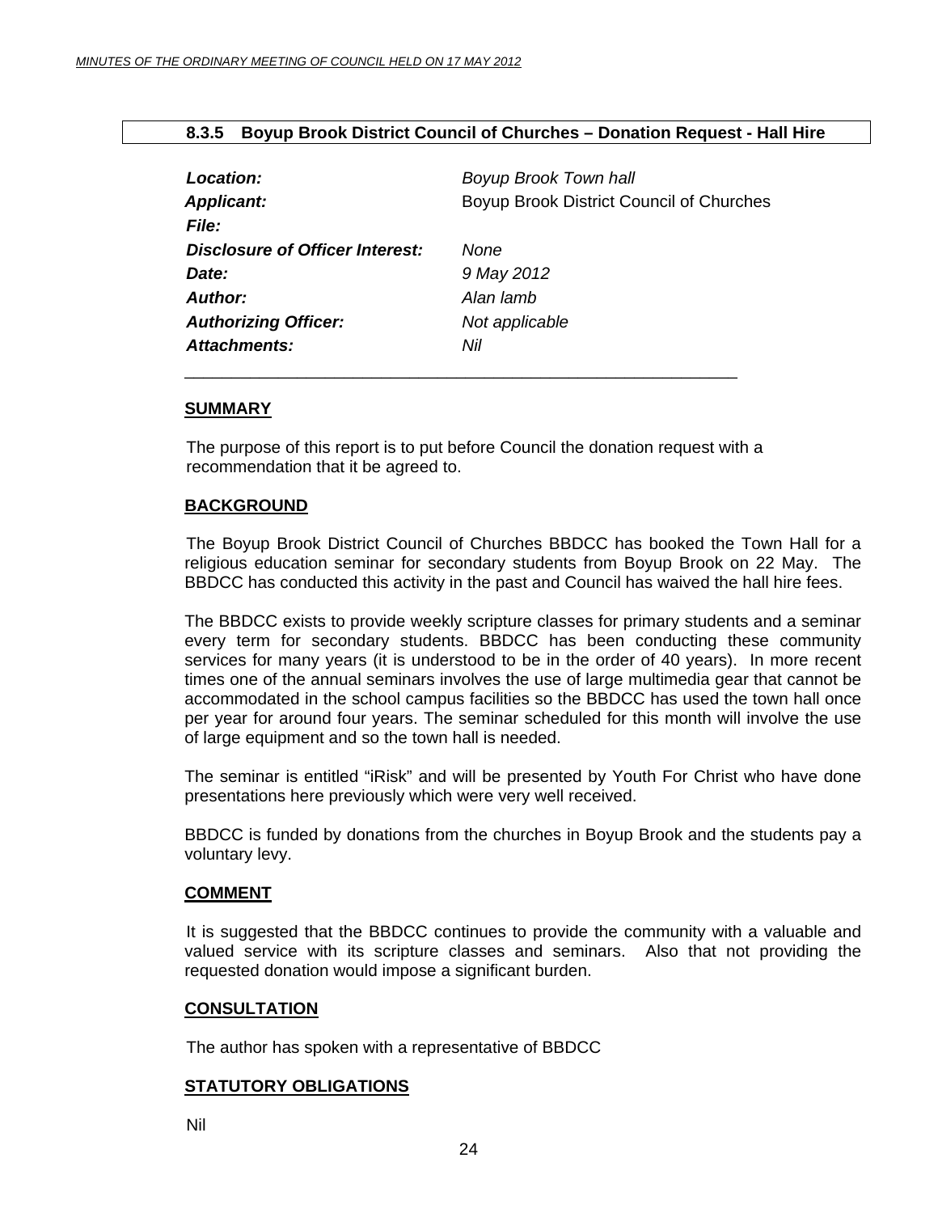### 8.3.5 Boyup Brook District Council of Churches – Donation Request - Hall Hire

| | |
|---|---|
| ***Location:*** | *Boyup Brook Town hall* |
| ***Applicant:*** | Boyup Brook District Council of Churches |
| ***File:*** | |
| ***Disclosure of Officer Interest:*** | *None* |
| ***Date:*** | *9 May 2012* |
| ***Author:*** | *Alan lamb* |
| ***Authorizing Officer:*** | *Not applicable* |
| ***Attachments:*** | *Nil* |

---

**SUMMARY**

The purpose of this report is to put before Council the donation request with a recommendation that it be agreed to.

**BACKGROUND**

The Boyup Brook District Council of Churches BBDCC has booked the Town Hall for a religious education seminar for secondary students from Boyup Brook on 22 May. The BBDCC has conducted this activity in the past and Council has waived the hall hire fees.

The BBDCC exists to provide weekly scripture classes for primary students and a seminar every term for secondary students. BBDCC has been conducting these community services for many years (it is understood to be in the order of 40 years). In more recent times one of the annual seminars involves the use of large multimedia gear that cannot be accommodated in the school campus facilities so the BBDCC has used the town hall once per year for around four years. The seminar scheduled for this month will involve the use of large equipment and so the town hall is needed.

The seminar is entitled "iRisk" and will be presented by Youth For Christ who have done presentations here previously which were very well received.

BBDCC is funded by donations from the churches in Boyup Brook and the students pay a voluntary levy.

**COMMENT**

It is suggested that the BBDCC continues to provide the community with a valuable and valued service with its scripture classes and seminars. Also that not providing the requested donation would impose a significant burden.

**CONSULTATION**

The author has spoken with a representative of BBDCC

**STATUTORY OBLIGATIONS**

Nil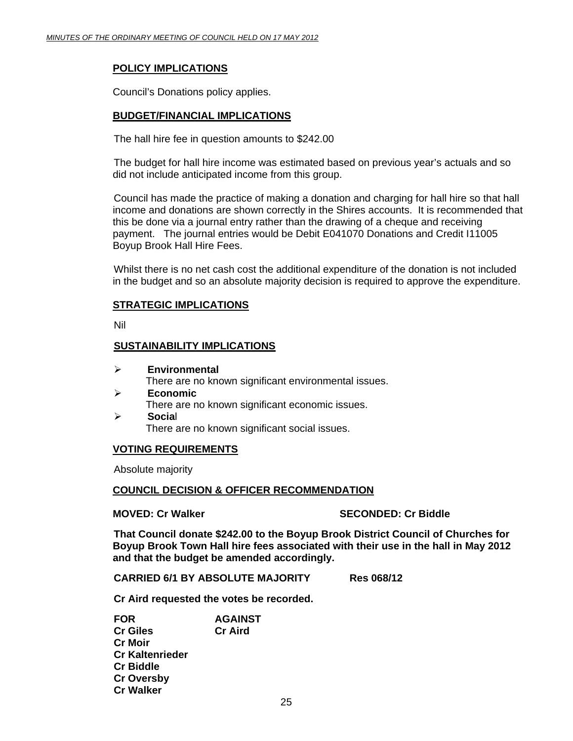## POLICY IMPLICATIONS

Council's Donations policy applies.

## BUDGET/FINANCIAL IMPLICATIONS

The hall hire fee in question amounts to $242.00

The budget for hall hire income was estimated based on previous year's actuals and so did not include anticipated income from this group.

Council has made the practice of making a donation and charging for hall hire so that hall income and donations are shown correctly in the Shires accounts. It is recommended that this be done via a journal entry rather than the drawing of a cheque and receiving payment. The journal entries would be Debit E041070 Donations and Credit I11005 Boyup Brook Hall Hire Fees.

Whilst there is no net cash cost the additional expenditure of the donation is not included in the budget and so an absolute majority decision is required to approve the expenditure.

## STRATEGIC IMPLICATIONS

Nil

## SUSTAINABILITY IMPLICATIONS

- **Environmental**
  There are no known significant environmental issues.
- **Economic**
  There are no known significant economic issues.
- **Social**
  There are no known significant social issues.

## VOTING REQUIREMENTS

Absolute majority

## COUNCIL DECISION & OFFICER RECOMMENDATION

**MOVED: Cr Walker** **SECONDED: Cr Biddle**

**That Council donate $242.00 to the Boyup Brook District Council of Churches for Boyup Brook Town Hall hire fees associated with their use in the hall in May 2012 and that the budget be amended accordingly.**

**CARRIED 6/1 BY ABSOLUTE MAJORITY Res 068/12**

**Cr Aird requested the votes be recorded.**

| FOR | AGAINST |
|---|---|
| Cr Giles | Cr Aird |
| Cr Moir | |
| Cr Kaltenrieder | |
| Cr Biddle | |
| Cr Oversby | |
| Cr Walker | |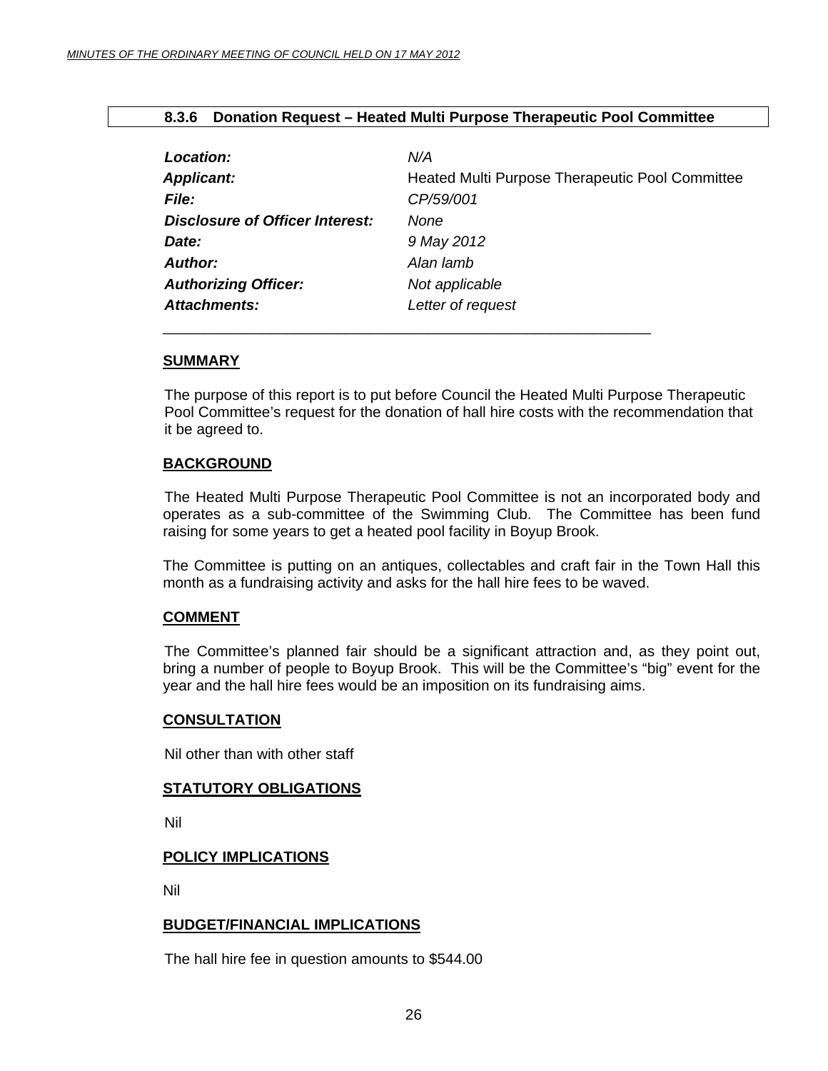### 8.3.6 Donation Request – Heated Multi Purpose Therapeutic Pool Committee

| | |
|---|---|
| ***Location:*** | *N/A* |
| ***Applicant:*** | Heated Multi Purpose Therapeutic Pool Committee |
| ***File:*** | *CP/59/001* |
| ***Disclosure of Officer Interest:*** | *None* |
| ***Date:*** | *9 May 2012* |
| ***Author:*** | *Alan lamb* |
| ***Authorizing Officer:*** | *Not applicable* |
| ***Attachments:*** | *Letter of request* |

**SUMMARY**

The purpose of this report is to put before Council the Heated Multi Purpose Therapeutic Pool Committee's request for the donation of hall hire costs with the recommendation that it be agreed to.

**BACKGROUND**

The Heated Multi Purpose Therapeutic Pool Committee is not an incorporated body and operates as a sub-committee of the Swimming Club. The Committee has been fund raising for some years to get a heated pool facility in Boyup Brook.

The Committee is putting on an antiques, collectables and craft fair in the Town Hall this month as a fundraising activity and asks for the hall hire fees to be waved.

**COMMENT**

The Committee's planned fair should be a significant attraction and, as they point out, bring a number of people to Boyup Brook. This will be the Committee's "big" event for the year and the hall hire fees would be an imposition on its fundraising aims.

**CONSULTATION**

Nil other than with other staff

**STATUTORY OBLIGATIONS**

Nil

**POLICY IMPLICATIONS**

Nil

**BUDGET/FINANCIAL IMPLICATIONS**

The hall hire fee in question amounts to $544.00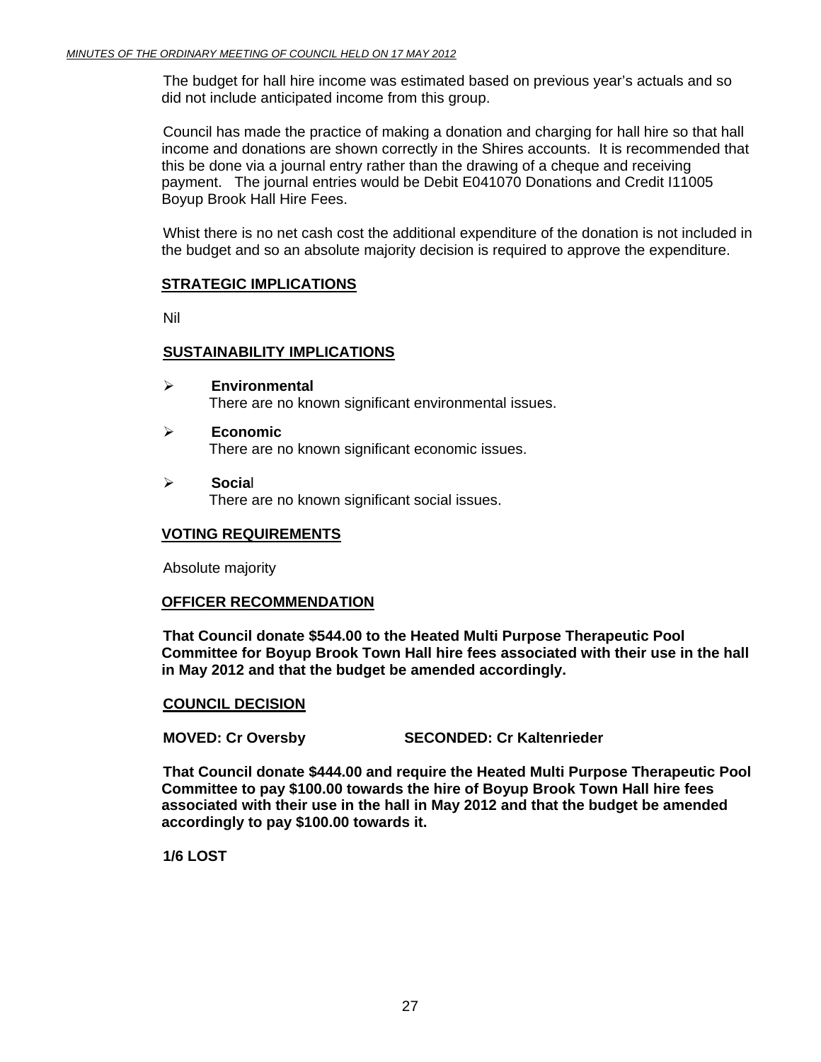The budget for hall hire income was estimated based on previous year's actuals and so did not include anticipated income from this group.

Council has made the practice of making a donation and charging for hall hire so that hall income and donations are shown correctly in the Shires accounts. It is recommended that this be done via a journal entry rather than the drawing of a cheque and receiving payment. The journal entries would be Debit E041070 Donations and Credit I11005 Boyup Brook Hall Hire Fees.

Whist there is no net cash cost the additional expenditure of the donation is not included in the budget and so an absolute majority decision is required to approve the expenditure.

## STRATEGIC IMPLICATIONS

Nil

## SUSTAINABILITY IMPLICATIONS

- **Environmental**
  There are no known significant environmental issues.
- **Economic**
  There are no known significant economic issues.
- **Social**
  There are no known significant social issues.

## VOTING REQUIREMENTS

Absolute majority

## OFFICER RECOMMENDATION

**That Council donate $544.00 to the Heated Multi Purpose Therapeutic Pool Committee for Boyup Brook Town Hall hire fees associated with their use in the hall in May 2012 and that the budget be amended accordingly.**

## COUNCIL DECISION

**MOVED: Cr Oversby SECONDED: Cr Kaltenrieder**

**That Council donate $444.00 and require the Heated Multi Purpose Therapeutic Pool Committee to pay $100.00 towards the hire of Boyup Brook Town Hall hire fees associated with their use in the hall in May 2012 and that the budget be amended accordingly to pay $100.00 towards it.**

**1/6 LOST**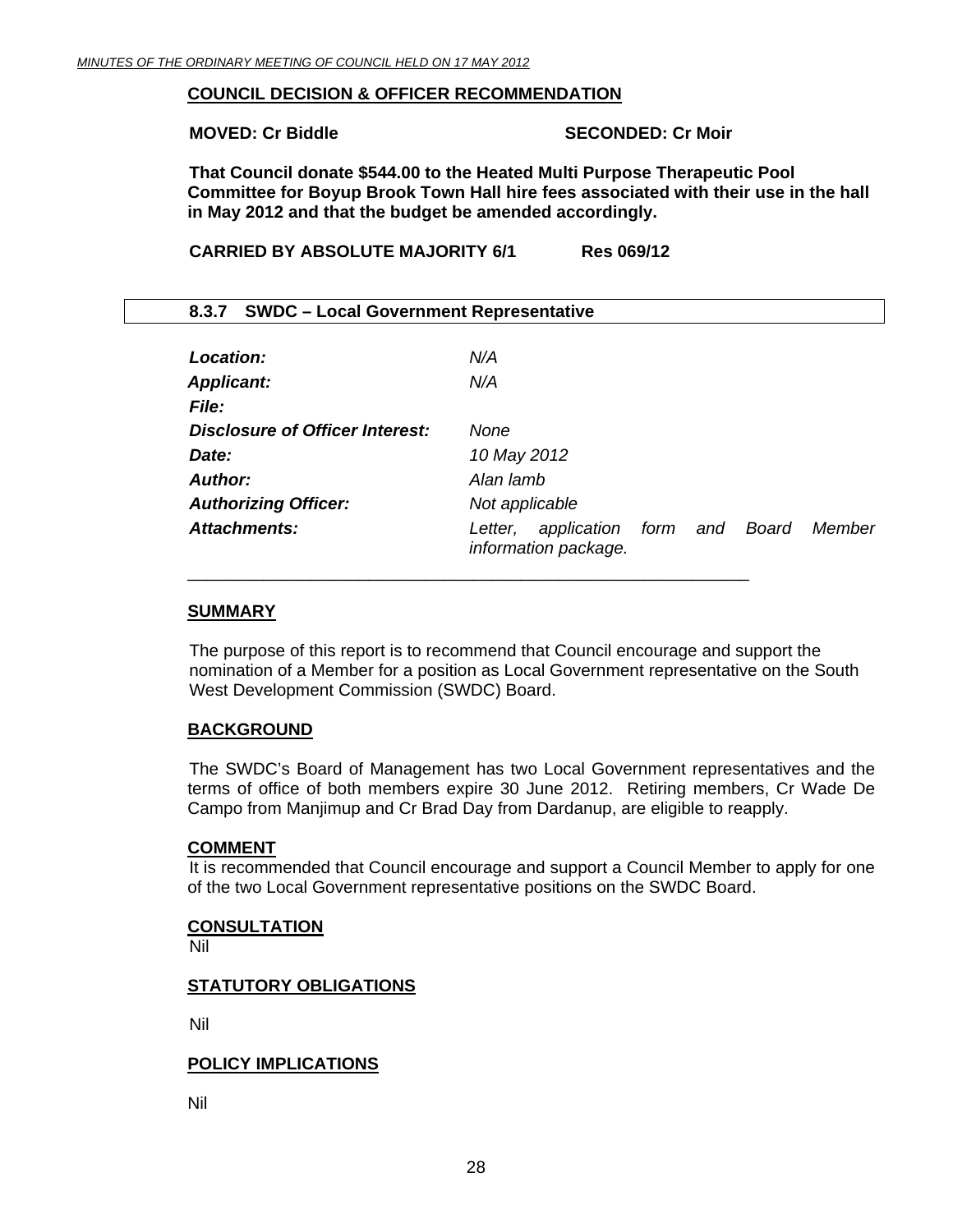**COUNCIL DECISION & OFFICER RECOMMENDATION**

**MOVED: Cr Biddle SECONDED: Cr Moir**

**That Council donate $544.00 to the Heated Multi Purpose Therapeutic Pool Committee for Boyup Brook Town Hall hire fees associated with their use in the hall in May 2012 and that the budget be amended accordingly.**

**CARRIED BY ABSOLUTE MAJORITY 6/1 Res 069/12**

### 8.3.7 SWDC – Local Government Representative

| | |
|---|---|
| ***Location:*** | *N/A* |
| ***Applicant:*** | *N/A* |
| ***File:*** | |
| ***Disclosure of Officer Interest:*** | *None* |
| ***Date:*** | *10 May 2012* |
| ***Author:*** | *Alan lamb* |
| ***Authorizing Officer:*** | *Not applicable* |
| ***Attachments:*** | *Letter, application form and Board Member information package.* |

**SUMMARY**

The purpose of this report is to recommend that Council encourage and support the nomination of a Member for a position as Local Government representative on the South West Development Commission (SWDC) Board.

**BACKGROUND**

The SWDC's Board of Management has two Local Government representatives and the terms of office of both members expire 30 June 2012. Retiring members, Cr Wade De Campo from Manjimup and Cr Brad Day from Dardanup, are eligible to reapply.

**COMMENT**

It is recommended that Council encourage and support a Council Member to apply for one of the two Local Government representative positions on the SWDC Board.

**CONSULTATION**

Nil

**STATUTORY OBLIGATIONS**

Nil

**POLICY IMPLICATIONS**

Nil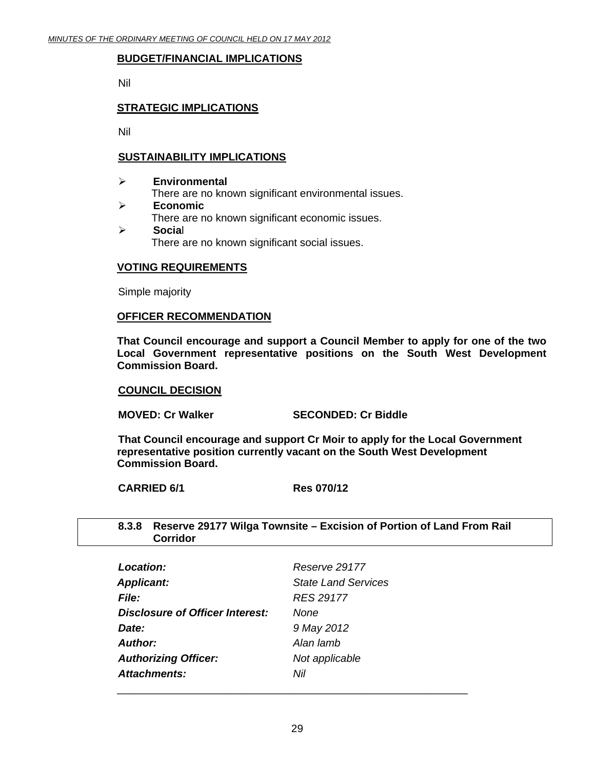**BUDGET/FINANCIAL IMPLICATIONS**

Nil

**STRATEGIC IMPLICATIONS**

Nil

**SUSTAINABILITY IMPLICATIONS**

- **Environmental**
  There are no known significant environmental issues.
- **Economic**
  There are no known significant economic issues.
- **Social**
  There are no known significant social issues.

**VOTING REQUIREMENTS**

Simple majority

**OFFICER RECOMMENDATION**

**That Council encourage and support a Council Member to apply for one of the two Local Government representative positions on the South West Development Commission Board.**

**COUNCIL DECISION**

**MOVED: Cr Walker SECONDED: Cr Biddle**

**That Council encourage and support Cr Moir to apply for the Local Government representative position currently vacant on the South West Development Commission Board.**

**CARRIED 6/1 Res 070/12**

### 8.3.8 Reserve 29177 Wilga Townsite – Excision of Portion of Land From Rail Corridor

| | |
|---|---|
| ***Location:*** | *Reserve 29177* |
| ***Applicant:*** | *State Land Services* |
| ***File:*** | *RES 29177* |
| ***Disclosure of Officer Interest:*** | *None* |
| ***Date:*** | *9 May 2012* |
| ***Author:*** | *Alan lamb* |
| ***Authorizing Officer:*** | *Not applicable* |
| ***Attachments:*** | *Nil* |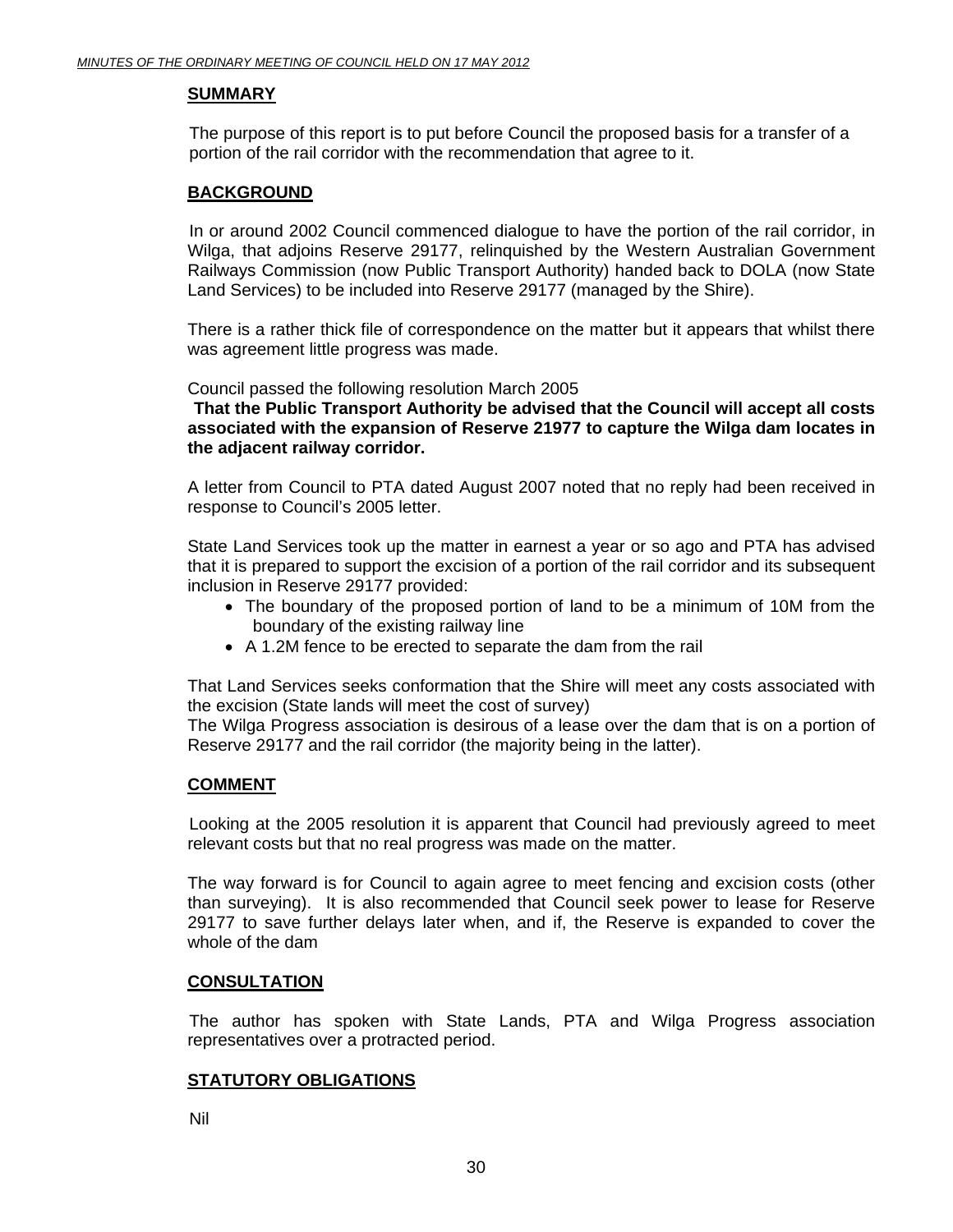## SUMMARY

The purpose of this report is to put before Council the proposed basis for a transfer of a portion of the rail corridor with the recommendation that agree to it.

## BACKGROUND

In or around 2002 Council commenced dialogue to have the portion of the rail corridor, in Wilga, that adjoins Reserve 29177, relinquished by the Western Australian Government Railways Commission (now Public Transport Authority) handed back to DOLA (now State Land Services) to be included into Reserve 29177 (managed by the Shire).

There is a rather thick file of correspondence on the matter but it appears that whilst there was agreement little progress was made.

Council passed the following resolution March 2005

**That the Public Transport Authority be advised that the Council will accept all costs associated with the expansion of Reserve 21977 to capture the Wilga dam locates in the adjacent railway corridor.**

A letter from Council to PTA dated August 2007 noted that no reply had been received in response to Council's 2005 letter.

State Land Services took up the matter in earnest a year or so ago and PTA has advised that it is prepared to support the excision of a portion of the rail corridor and its subsequent inclusion in Reserve 29177 provided:

- The boundary of the proposed portion of land to be a minimum of 10M from the boundary of the existing railway line
- A 1.2M fence to be erected to separate the dam from the rail

That Land Services seeks conformation that the Shire will meet any costs associated with the excision (State lands will meet the cost of survey)

The Wilga Progress association is desirous of a lease over the dam that is on a portion of Reserve 29177 and the rail corridor (the majority being in the latter).

## COMMENT

Looking at the 2005 resolution it is apparent that Council had previously agreed to meet relevant costs but that no real progress was made on the matter.

The way forward is for Council to again agree to meet fencing and excision costs (other than surveying). It is also recommended that Council seek power to lease for Reserve 29177 to save further delays later when, and if, the Reserve is expanded to cover the whole of the dam

## CONSULTATION

The author has spoken with State Lands, PTA and Wilga Progress association representatives over a protracted period.

## STATUTORY OBLIGATIONS

Nil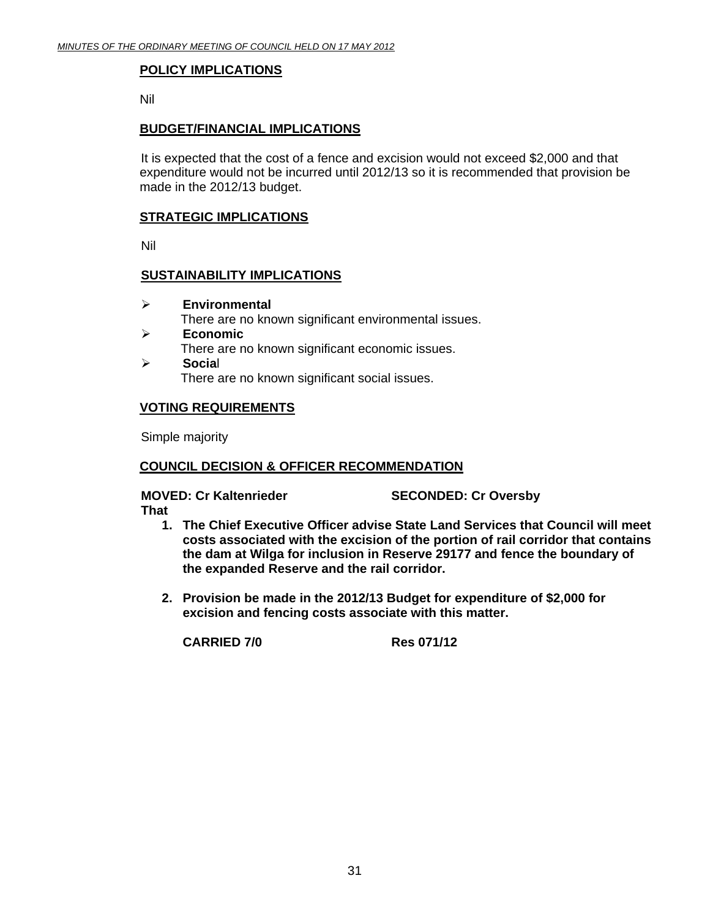## POLICY IMPLICATIONS

Nil

## BUDGET/FINANCIAL IMPLICATIONS

It is expected that the cost of a fence and excision would not exceed $2,000 and that expenditure would not be incurred until 2012/13 so it is recommended that provision be made in the 2012/13 budget.

## STRATEGIC IMPLICATIONS

Nil

## SUSTAINABILITY IMPLICATIONS

- **Environmental**
  There are no known significant environmental issues.
- **Economic**
  There are no known significant economic issues.
- **Social**
  There are no known significant social issues.

## VOTING REQUIREMENTS

Simple majority

## COUNCIL DECISION & OFFICER RECOMMENDATION

**MOVED: Cr Kaltenrieder** **SECONDED: Cr Oversby**

**That**

1. **The Chief Executive Officer advise State Land Services that Council will meet costs associated with the excision of the portion of rail corridor that contains the dam at Wilga for inclusion in Reserve 29177 and fence the boundary of the expanded Reserve and the rail corridor.**

2. **Provision be made in the 2012/13 Budget for expenditure of $2,000 for excision and fencing costs associate with this matter.**

**CARRIED 7/0** **Res 071/12**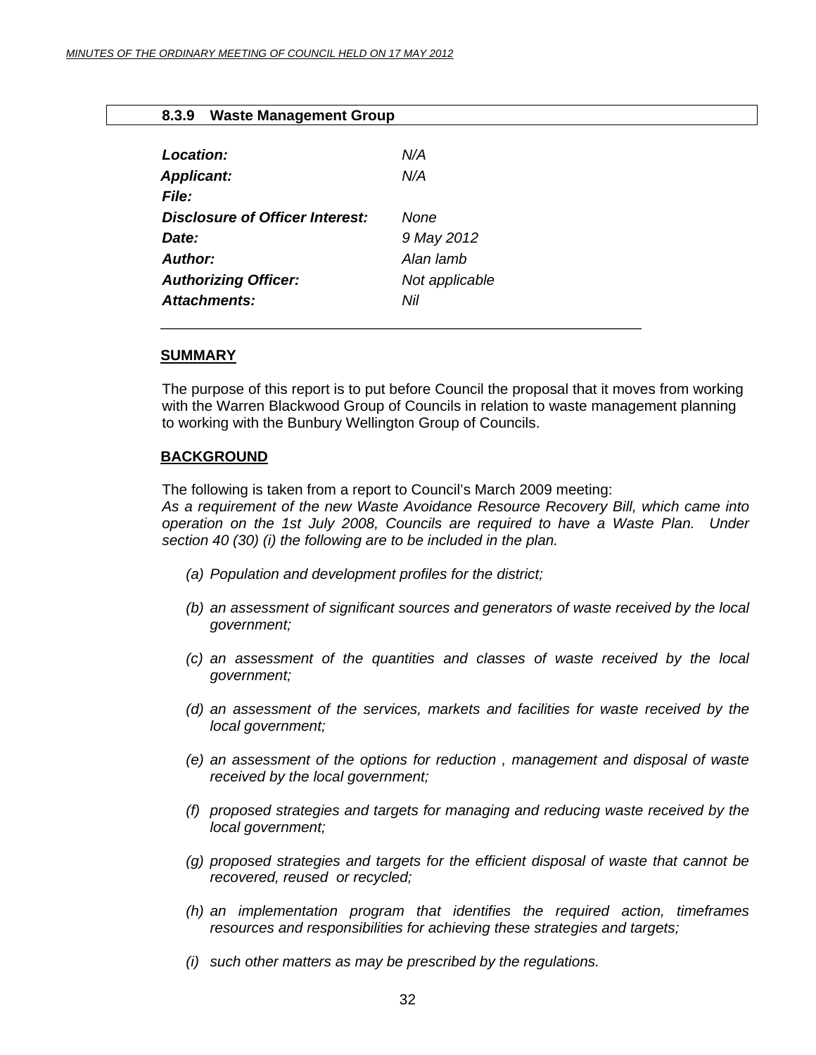### 8.3.9 Waste Management Group

| | |
|---|---|
| ***Location:*** | *N/A* |
| ***Applicant:*** | *N/A* |
| ***File:*** | |
| ***Disclosure of Officer Interest:*** | *None* |
| ***Date:*** | *9 May 2012* |
| ***Author:*** | *Alan lamb* |
| ***Authorizing Officer:*** | *Not applicable* |
| ***Attachments:*** | *Nil* |

**SUMMARY**

The purpose of this report is to put before Council the proposal that it moves from working with the Warren Blackwood Group of Councils in relation to waste management planning to working with the Bunbury Wellington Group of Councils.

**BACKGROUND**

The following is taken from a report to Council's March 2009 meeting:

*As a requirement of the new Waste Avoidance Resource Recovery Bill, which came into operation on the 1st July 2008, Councils are required to have a Waste Plan. Under section 40 (30) (i) the following are to be included in the plan.*

*(a) Population and development profiles for the district;*

*(b) an assessment of significant sources and generators of waste received by the local government;*

*(c) an assessment of the quantities and classes of waste received by the local government;*

*(d) an assessment of the services, markets and facilities for waste received by the local government;*

*(e) an assessment of the options for reduction , management and disposal of waste received by the local government;*

*(f) proposed strategies and targets for managing and reducing waste received by the local government;*

*(g) proposed strategies and targets for the efficient disposal of waste that cannot be recovered, reused or recycled;*

*(h) an implementation program that identifies the required action, timeframes resources and responsibilities for achieving these strategies and targets;*

*(i) such other matters as may be prescribed by the regulations.*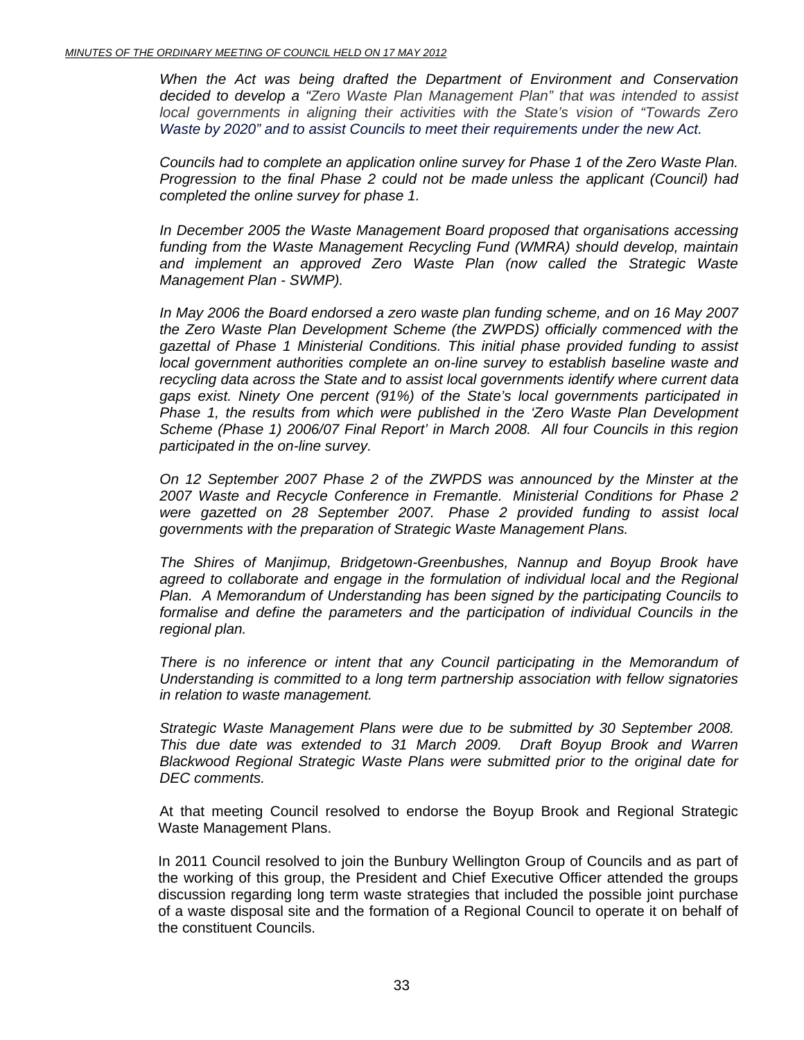*When the Act was being drafted the Department of Environment and Conservation decided to develop a "Zero Waste Plan Management Plan" that was intended to assist local governments in aligning their activities with the State's vision of "Towards Zero Waste by 2020" and to assist Councils to meet their requirements under the new Act.*

*Councils had to complete an application online survey for Phase 1 of the Zero Waste Plan. Progression to the final Phase 2 could not be made unless the applicant (Council) had completed the online survey for phase 1.*

*In December 2005 the Waste Management Board proposed that organisations accessing funding from the Waste Management Recycling Fund (WMRA) should develop, maintain and implement an approved Zero Waste Plan (now called the Strategic Waste Management Plan - SWMP).*

*In May 2006 the Board endorsed a zero waste plan funding scheme, and on 16 May 2007 the Zero Waste Plan Development Scheme (the ZWPDS) officially commenced with the gazettal of Phase 1 Ministerial Conditions. This initial phase provided funding to assist local government authorities complete an on-line survey to establish baseline waste and recycling data across the State and to assist local governments identify where current data gaps exist. Ninety One percent (91%) of the State's local governments participated in Phase 1, the results from which were published in the 'Zero Waste Plan Development Scheme (Phase 1) 2006/07 Final Report' in March 2008. All four Councils in this region participated in the on-line survey.*

*On 12 September 2007 Phase 2 of the ZWPDS was announced by the Minster at the 2007 Waste and Recycle Conference in Fremantle. Ministerial Conditions for Phase 2 were gazetted on 28 September 2007. Phase 2 provided funding to assist local governments with the preparation of Strategic Waste Management Plans.*

*The Shires of Manjimup, Bridgetown-Greenbushes, Nannup and Boyup Brook have agreed to collaborate and engage in the formulation of individual local and the Regional Plan. A Memorandum of Understanding has been signed by the participating Councils to formalise and define the parameters and the participation of individual Councils in the regional plan.*

*There is no inference or intent that any Council participating in the Memorandum of Understanding is committed to a long term partnership association with fellow signatories in relation to waste management.*

*Strategic Waste Management Plans were due to be submitted by 30 September 2008. This due date was extended to 31 March 2009. Draft Boyup Brook and Warren Blackwood Regional Strategic Waste Plans were submitted prior to the original date for DEC comments.*

At that meeting Council resolved to endorse the Boyup Brook and Regional Strategic Waste Management Plans.

In 2011 Council resolved to join the Bunbury Wellington Group of Councils and as part of the working of this group, the President and Chief Executive Officer attended the groups discussion regarding long term waste strategies that included the possible joint purchase of a waste disposal site and the formation of a Regional Council to operate it on behalf of the constituent Councils.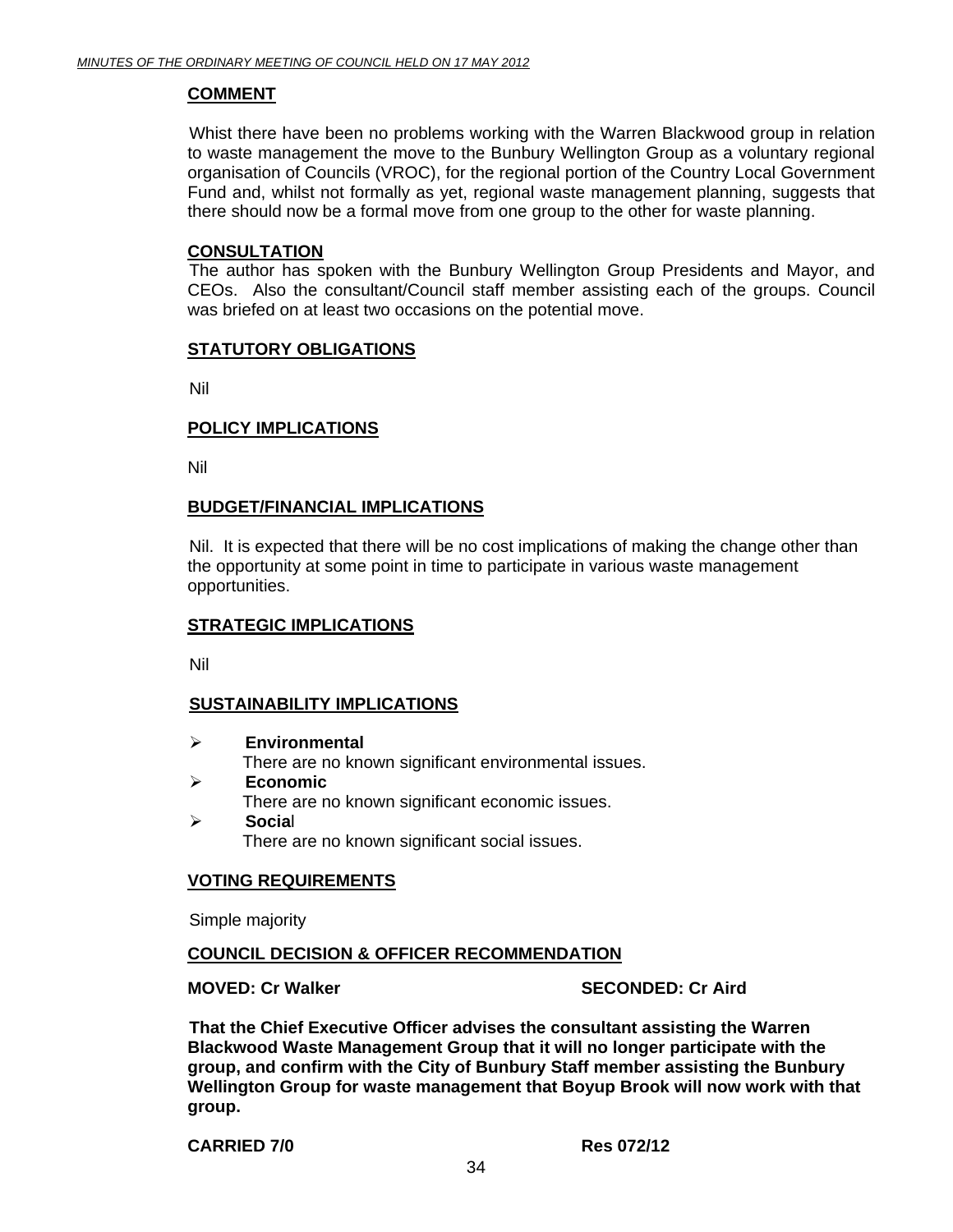## COMMENT

Whist there have been no problems working with the Warren Blackwood group in relation to waste management the move to the Bunbury Wellington Group as a voluntary regional organisation of Councils (VROC), for the regional portion of the Country Local Government Fund and, whilst not formally as yet, regional waste management planning, suggests that there should now be a formal move from one group to the other for waste planning.

## CONSULTATION

The author has spoken with the Bunbury Wellington Group Presidents and Mayor, and CEOs. Also the consultant/Council staff member assisting each of the groups. Council was briefed on at least two occasions on the potential move.

## STATUTORY OBLIGATIONS

Nil

## POLICY IMPLICATIONS

Nil

## BUDGET/FINANCIAL IMPLICATIONS

Nil. It is expected that there will be no cost implications of making the change other than the opportunity at some point in time to participate in various waste management opportunities.

## STRATEGIC IMPLICATIONS

Nil

## SUSTAINABILITY IMPLICATIONS

- **Environmental**
  There are no known significant environmental issues.
- **Economic**
  There are no known significant economic issues.
- **Social**
  There are no known significant social issues.

## VOTING REQUIREMENTS

Simple majority

## COUNCIL DECISION & OFFICER RECOMMENDATION

**MOVED: Cr Walker** **SECONDED: Cr Aird**

**That the Chief Executive Officer advises the consultant assisting the Warren Blackwood Waste Management Group that it will no longer participate with the group, and confirm with the City of Bunbury Staff member assisting the Bunbury Wellington Group for waste management that Boyup Brook will now work with that group.**

**CARRIED 7/0** **Res 072/12**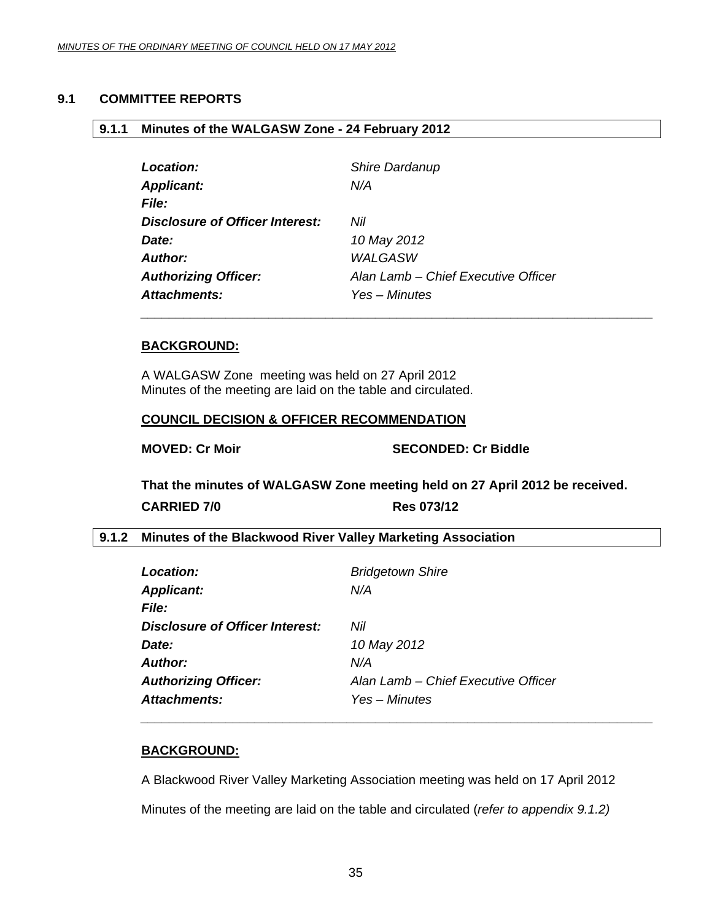## 9.1 COMMITTEE REPORTS

### 9.1.1 Minutes of the WALGASW Zone - 24 February 2012

| | |
|---|---|
| ***Location:*** | *Shire Dardanup* |
| ***Applicant:*** | *N/A* |
| ***File:*** | |
| ***Disclosure of Officer Interest:*** | *Nil* |
| ***Date:*** | *10 May 2012* |
| ***Author:*** | *WALGASW* |
| ***Authorizing Officer:*** | *Alan Lamb – Chief Executive Officer* |
| ***Attachments:*** | *Yes – Minutes* |

**BACKGROUND:**

A WALGASW Zone meeting was held on 27 April 2012
Minutes of the meeting are laid on the table and circulated.

**COUNCIL DECISION & OFFICER RECOMMENDATION**

**MOVED: Cr Moir** **SECONDED: Cr Biddle**

**That the minutes of WALGASW Zone meeting held on 27 April 2012 be received.**

**CARRIED 7/0** **Res 073/12**

### 9.1.2 Minutes of the Blackwood River Valley Marketing Association

| | |
|---|---|
| ***Location:*** | *Bridgetown Shire* |
| ***Applicant:*** | *N/A* |
| ***File:*** | |
| ***Disclosure of Officer Interest:*** | *Nil* |
| ***Date:*** | *10 May 2012* |
| ***Author:*** | *N/A* |
| ***Authorizing Officer:*** | *Alan Lamb – Chief Executive Officer* |
| ***Attachments:*** | *Yes – Minutes* |

**BACKGROUND:**

A Blackwood River Valley Marketing Association meeting was held on 17 April 2012

Minutes of the meeting are laid on the table and circulated (*refer to appendix 9.1.2)*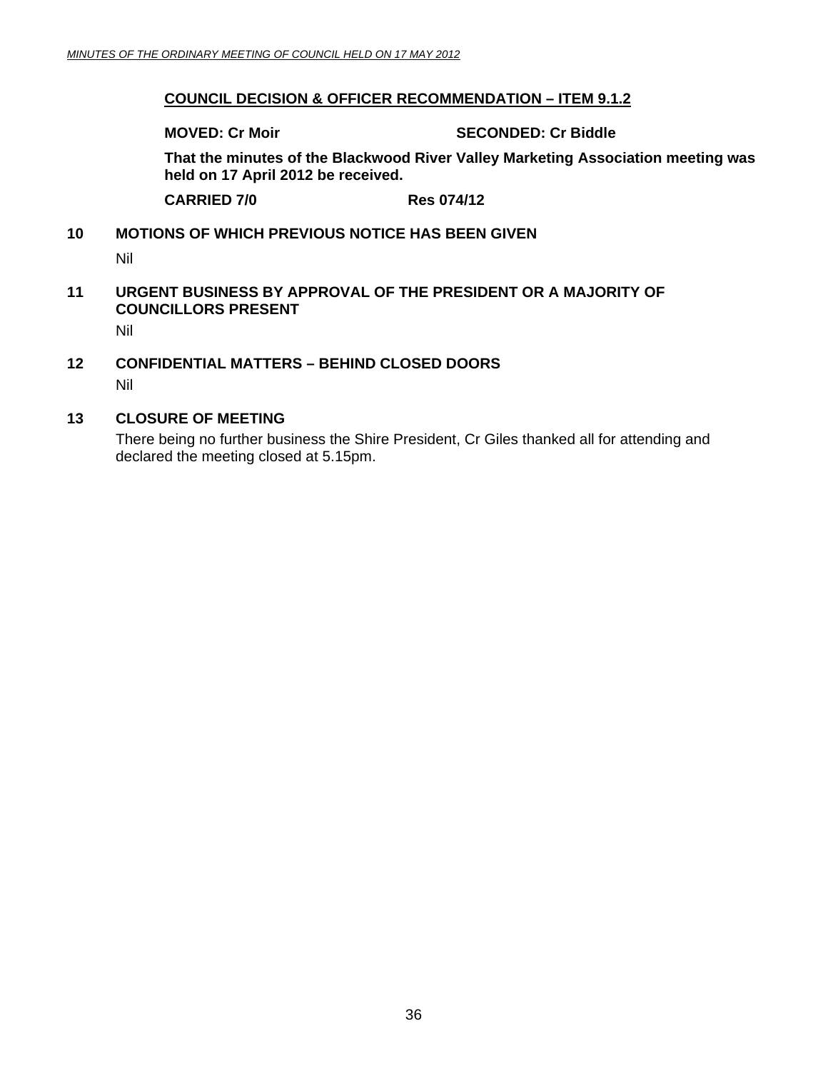**COUNCIL DECISION & OFFICER RECOMMENDATION – ITEM 9.1.2**

**MOVED: Cr Moir** **SECONDED: Cr Biddle**

**That the minutes of the Blackwood River Valley Marketing Association meeting was held on 17 April 2012 be received.**

**CARRIED 7/0** **Res 074/12**

## 10 MOTIONS OF WHICH PREVIOUS NOTICE HAS BEEN GIVEN

Nil

## 11 URGENT BUSINESS BY APPROVAL OF THE PRESIDENT OR A MAJORITY OF COUNCILLORS PRESENT

Nil

## 12 CONFIDENTIAL MATTERS – BEHIND CLOSED DOORS

Nil

## 13 CLOSURE OF MEETING

There being no further business the Shire President, Cr Giles thanked all for attending and declared the meeting closed at 5.15pm.